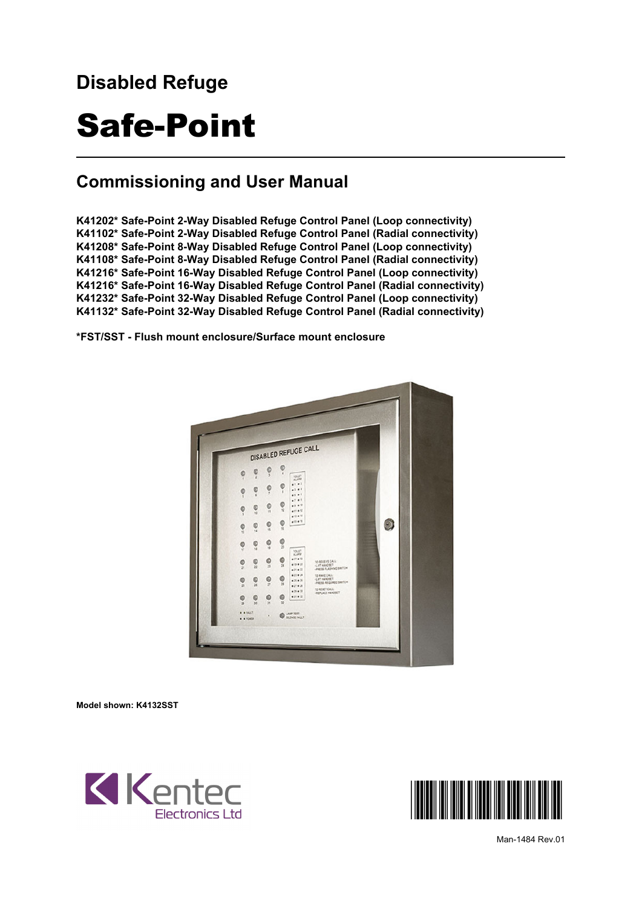## Disabled Refuge

# Safe-Point

## Commissioning and User Manual

**K41202* Safe-Point 2-Way Disabled Refuge Control Panel (Loop connectivity)**
**K41102* Safe-Point 2-Way Disabled Refuge Control Panel (Radial connectivity)**
**K41208* Safe-Point 8-Way Disabled Refuge Control Panel (Loop connectivity)**
**K41108* Safe-Point 8-Way Disabled Refuge Control Panel (Radial connectivity)**
**K41216* Safe-Point 16-Way Disabled Refuge Control Panel (Loop connectivity)**
**K41216* Safe-Point 16-Way Disabled Refuge Control Panel (Radial connectivity)**
**K41232* Safe-Point 32-Way Disabled Refuge Control Panel (Loop connectivity)**
**K41132* Safe-Point 32-Way Disabled Refuge Control Panel (Radial connectivity)**

***FST/SST - Flush mount enclosure/Surface mount enclosure**

**Model shown: K4132SST**

Kentec Electronics Ltd

Man-1484 Rev.01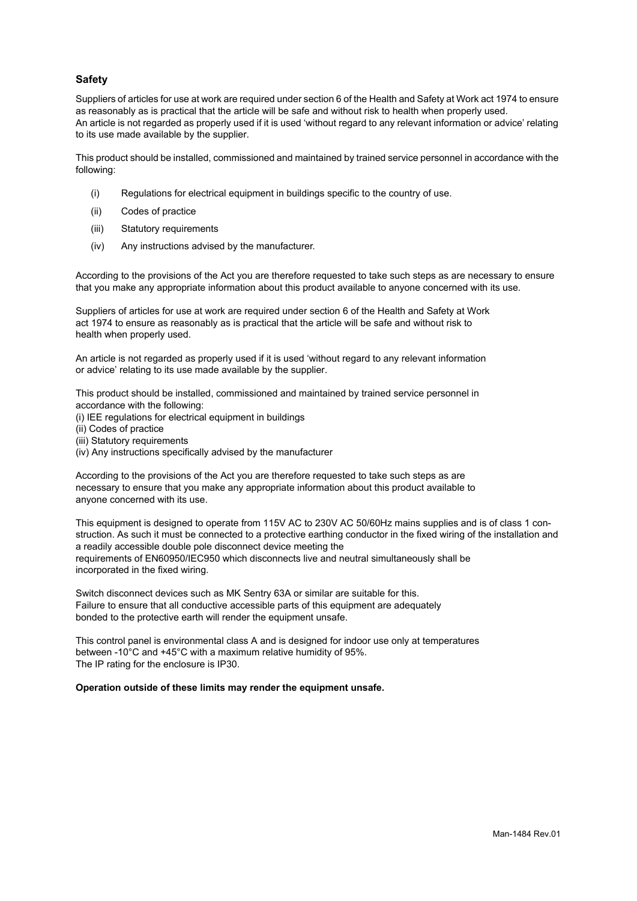## Safety

Suppliers of articles for use at work are required under section 6 of the Health and Safety at Work act 1974 to ensure as reasonably as is practical that the article will be safe and without risk to health when properly used.
An article is not regarded as properly used if it is used 'without regard to any relevant information or advice' relating to its use made available by the supplier.

This product should be installed, commissioned and maintained by trained service personnel in accordance with the following:

(i) Regulations for electrical equipment in buildings specific to the country of use.

(ii) Codes of practice

(iii) Statutory requirements

(iv) Any instructions advised by the manufacturer.

According to the provisions of the Act you are therefore requested to take such steps as are necessary to ensure that you make any appropriate information about this product available to anyone concerned with its use.

Suppliers of articles for use at work are required under section 6 of the Health and Safety at Work act 1974 to ensure as reasonably as is practical that the article will be safe and without risk to health when properly used.

An article is not regarded as properly used if it is used 'without regard to any relevant information or advice' relating to its use made available by the supplier.

This product should be installed, commissioned and maintained by trained service personnel in accordance with the following:
(i) IEE regulations for electrical equipment in buildings
(ii) Codes of practice
(iii) Statutory requirements
(iv) Any instructions specifically advised by the manufacturer

According to the provisions of the Act you are therefore requested to take such steps as are necessary to ensure that you make any appropriate information about this product available to anyone concerned with its use.

This equipment is designed to operate from 115V AC to 230V AC 50/60Hz mains supplies and is of class 1 construction. As such it must be connected to a protective earthing conductor in the fixed wiring of the installation and a readily accessible double pole disconnect device meeting the requirements of EN60950/IEC950 which disconnects live and neutral simultaneously shall be incorporated in the fixed wiring.

Switch disconnect devices such as MK Sentry 63A or similar are suitable for this.
Failure to ensure that all conductive accessible parts of this equipment are adequately bonded to the protective earth will render the equipment unsafe.

This control panel is environmental class A and is designed for indoor use only at temperatures between -10°C and +45°C with a maximum relative humidity of 95%.
The IP rating for the enclosure is IP30.

**Operation outside of these limits may render the equipment unsafe.**

Man-1484 Rev.01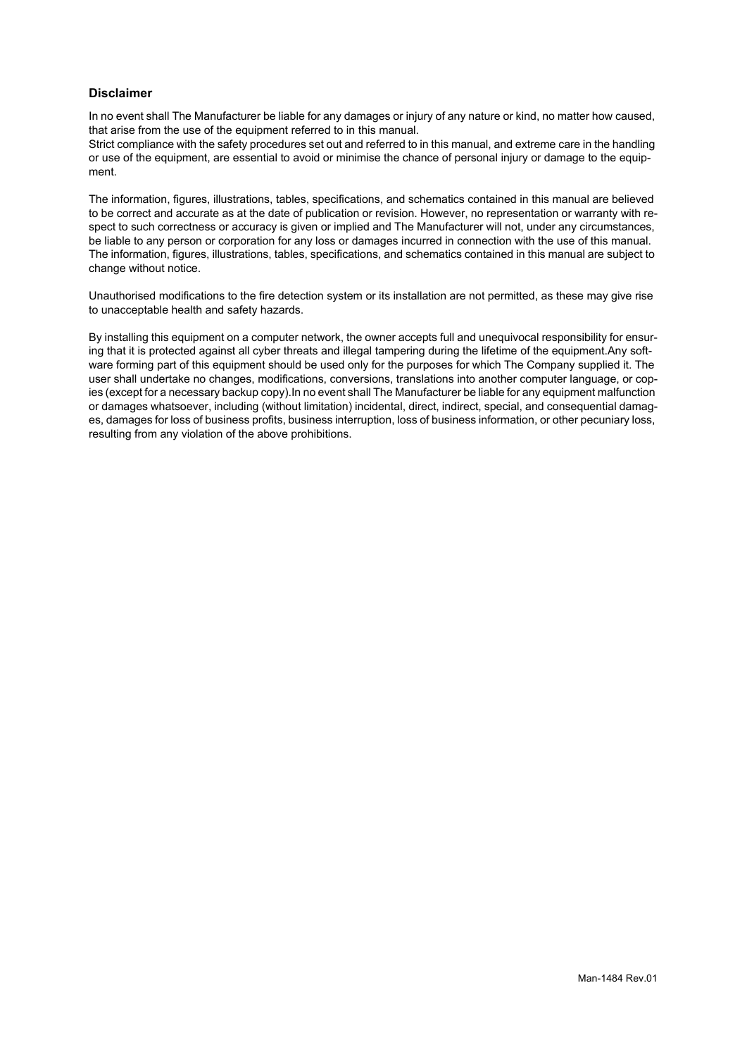## Disclaimer

In no event shall The Manufacturer be liable for any damages or injury of any nature or kind, no matter how caused, that arise from the use of the equipment referred to in this manual.
Strict compliance with the safety procedures set out and referred to in this manual, and extreme care in the handling or use of the equipment, are essential to avoid or minimise the chance of personal injury or damage to the equipment.

The information, figures, illustrations, tables, specifications, and schematics contained in this manual are believed to be correct and accurate as at the date of publication or revision. However, no representation or warranty with respect to such correctness or accuracy is given or implied and The Manufacturer will not, under any circumstances, be liable to any person or corporation for any loss or damages incurred in connection with the use of this manual. The information, figures, illustrations, tables, specifications, and schematics contained in this manual are subject to change without notice.

Unauthorised modifications to the fire detection system or its installation are not permitted, as these may give rise to unacceptable health and safety hazards.

By installing this equipment on a computer network, the owner accepts full and unequivocal responsibility for ensuring that it is protected against all cyber threats and illegal tampering during the lifetime of the equipment.Any software forming part of this equipment should be used only for the purposes for which The Company supplied it. The user shall undertake no changes, modifications, conversions, translations into another computer language, or copies (except for a necessary backup copy).In no event shall The Manufacturer be liable for any equipment malfunction or damages whatsoever, including (without limitation) incidental, direct, indirect, special, and consequential damages, damages for loss of business profits, business interruption, loss of business information, or other pecuniary loss, resulting from any violation of the above prohibitions.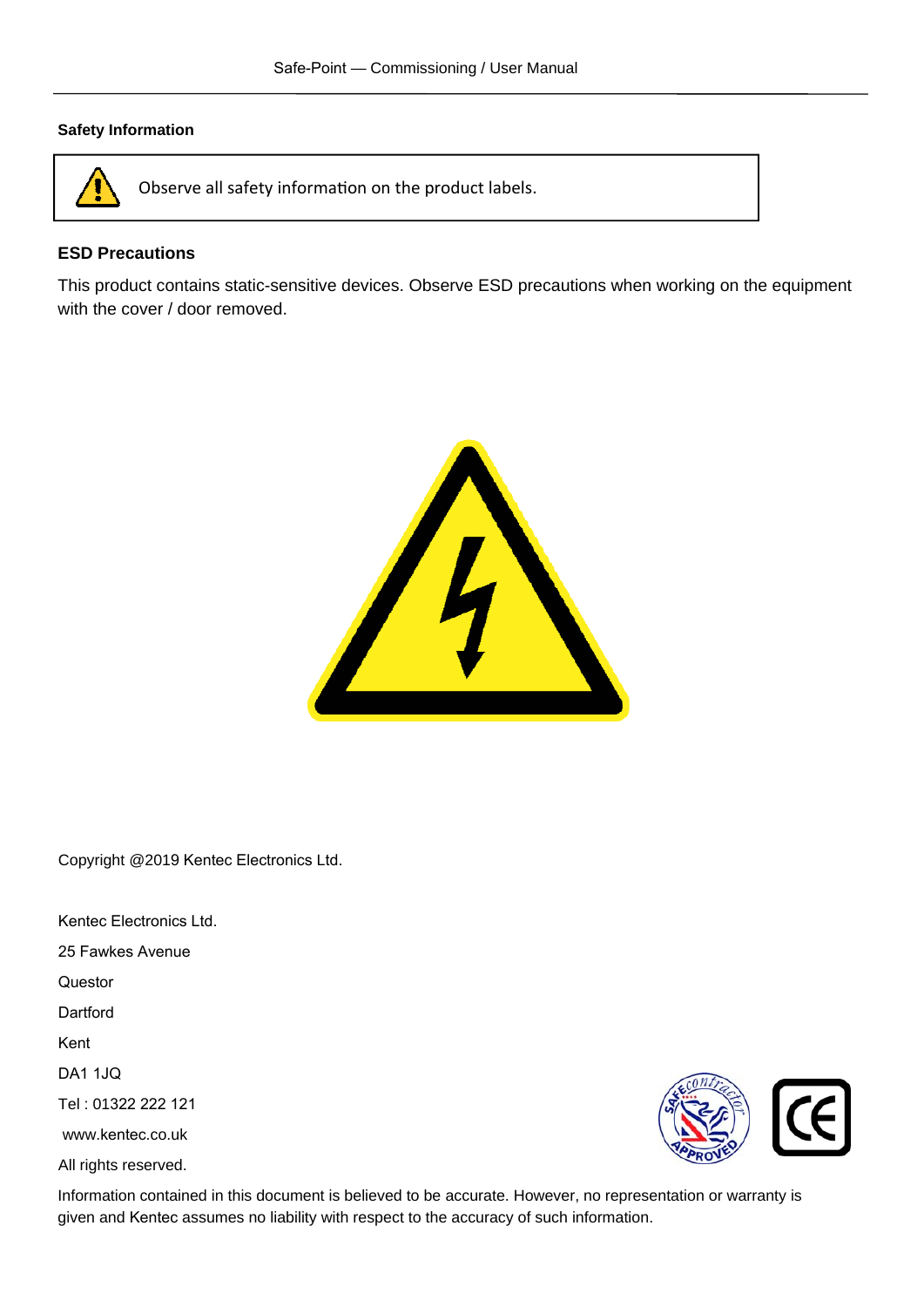### Safety Information

| Observe all safety information on the product labels. |
|---|

### ESD Precautions

This product contains static-sensitive devices. Observe ESD precautions when working on the equipment with the cover / door removed.

Copyright @2019 Kentec Electronics Ltd.

Kentec Electronics Ltd.

25 Fawkes Avenue

Questor

Dartford

Kent

DA1 1JQ

Tel : 01322 222 121

www.kentec.co.uk

All rights reserved.

Information contained in this document is believed to be accurate. However, no representation or warranty is given and Kentec assumes no liability with respect to the accuracy of such information.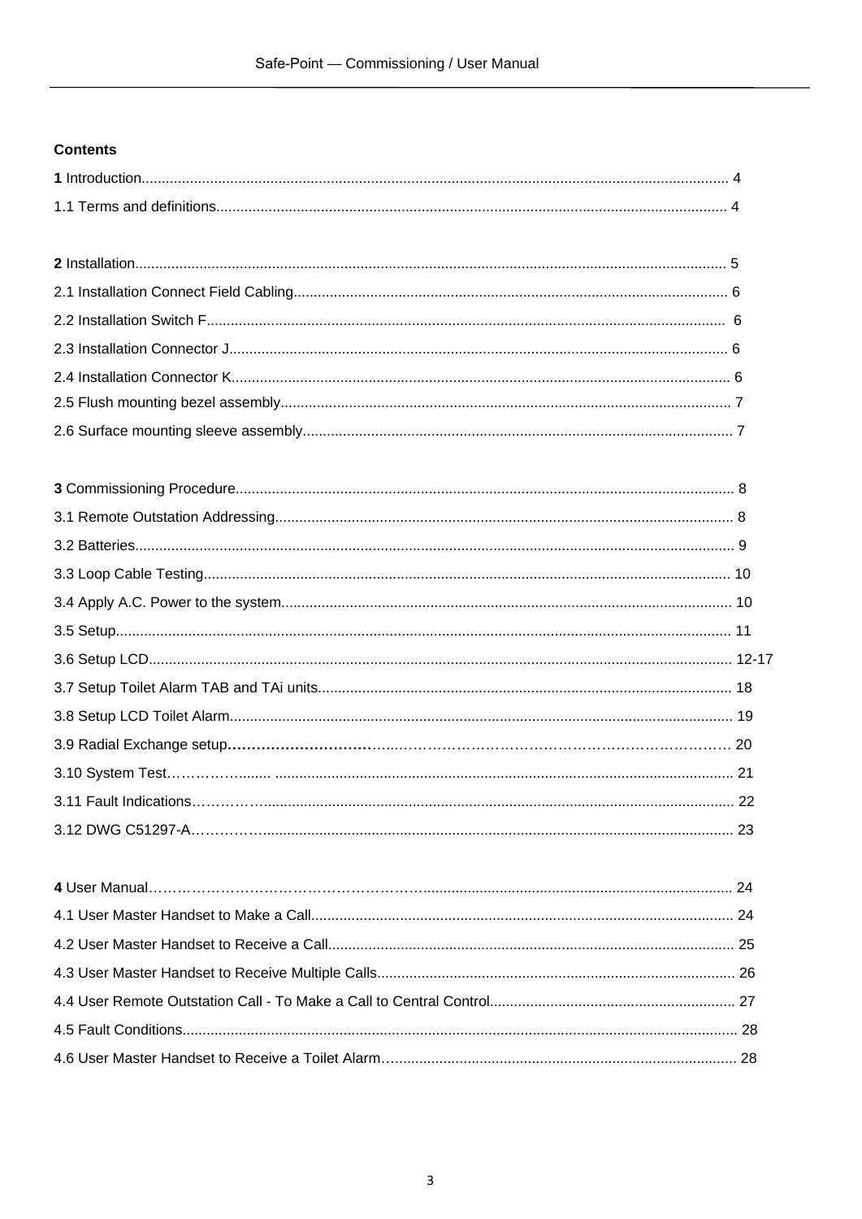**Contents**

**1** Introduction................................................................................................................................................ 4

1.1 Terms and definitions............................................................................................................................. 4

**2** Installation................................................................................................................................................. 5

2.1 Installation Connect Field Cabling........................................................................................................... 6

2.2 Installation Switch F................................................................................................................................ 6

2.3 Installation Connector J........................................................................................................................... 6

2.4 Installation Connector K........................................................................................................................... 6

2.5 Flush mounting bezel assembly............................................................................................................... 7

2.6 Surface mounting sleeve assembly.......................................................................................................... 7

**3** Commissioning Procedure.......................................................................................................................... 8

3.1 Remote Outstation Addressing................................................................................................................. 8

3.2 Batteries................................................................................................................................................... 9

3.3 Loop Cable Testing.................................................................................................................................. 10

3.4 Apply A.C. Power to the system.............................................................................................................. 10

3.5 Setup....................................................................................................................................................... 11

3.6 Setup LCD............................................................................................................................................... 12-17

3.7 Setup Toilet Alarm TAB and TAi units...................................................................................................... 18

3.8 Setup LCD Toilet Alarm........................................................................................................................... 19

3.9 Radial Exchange setup……………………………………………………………………………………………. 20

3.10 System Test………………........................................................................................................................ 21

3.11 Fault Indications……………..................................................................................................................... 22

3.12 DWG C51297-A……………...................................................................................................................... 23

**4** User Manual……………………………………………………….......................................................................... 24

4.1 User Master Handset to Make a Call........................................................................................................ 24

4.2 User Master Handset to Receive a Call.................................................................................................... 25

4.3 User Master Handset to Receive Multiple Calls........................................................................................ 26

4.4 User Remote Outstation Call - To Make a Call to Central Control............................................................ 27

4.5 Fault Conditions........................................................................................................................................ 28

4.6 User Master Handset to Receive a Toilet Alarm…..................................................................................... 28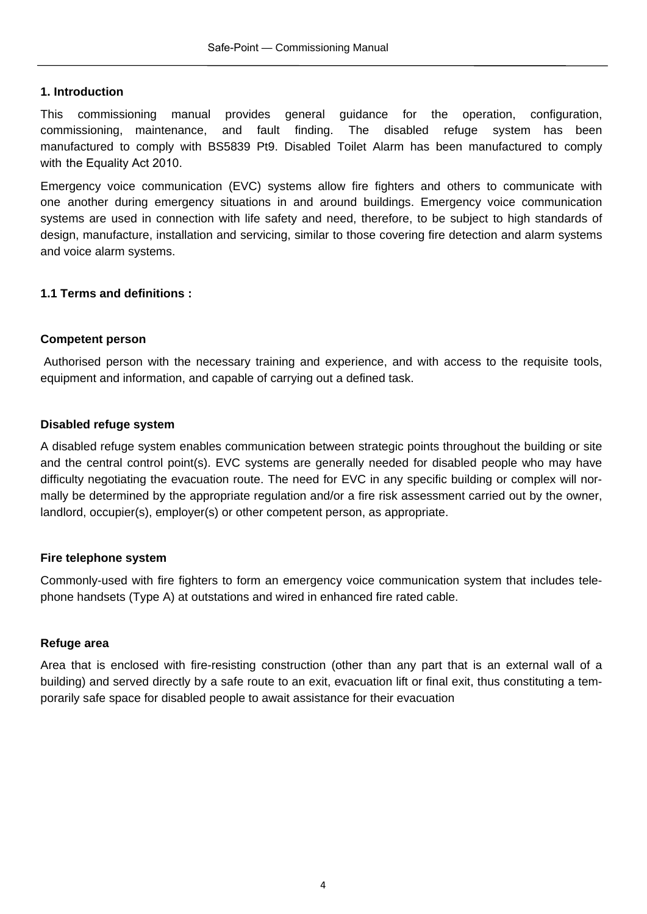## 1. Introduction

This commissioning manual provides general guidance for the operation, configuration, commissioning, maintenance, and fault finding. The disabled refuge system has been manufactured to comply with BS5839 Pt9. Disabled Toilet Alarm has been manufactured to comply with the Equality Act 2010.

Emergency voice communication (EVC) systems allow fire fighters and others to communicate with one another during emergency situations in and around buildings. Emergency voice communication systems are used in connection with life safety and need, therefore, to be subject to high standards of design, manufacture, installation and servicing, similar to those covering fire detection and alarm systems and voice alarm systems.

### 1.1 Terms and definitions :

**Competent person**

Authorised person with the necessary training and experience, and with access to the requisite tools, equipment and information, and capable of carrying out a defined task.

**Disabled refuge system**

A disabled refuge system enables communication between strategic points throughout the building or site and the central control point(s). EVC systems are generally needed for disabled people who may have difficulty negotiating the evacuation route. The need for EVC in any specific building or complex will normally be determined by the appropriate regulation and/or a fire risk assessment carried out by the owner, landlord, occupier(s), employer(s) or other competent person, as appropriate.

**Fire telephone system**

Commonly-used with fire fighters to form an emergency voice communication system that includes telephone handsets (Type A) at outstations and wired in enhanced fire rated cable.

**Refuge area**

Area that is enclosed with fire-resisting construction (other than any part that is an external wall of a building) and served directly by a safe route to an exit, evacuation lift or final exit, thus constituting a temporarily safe space for disabled people to await assistance for their evacuation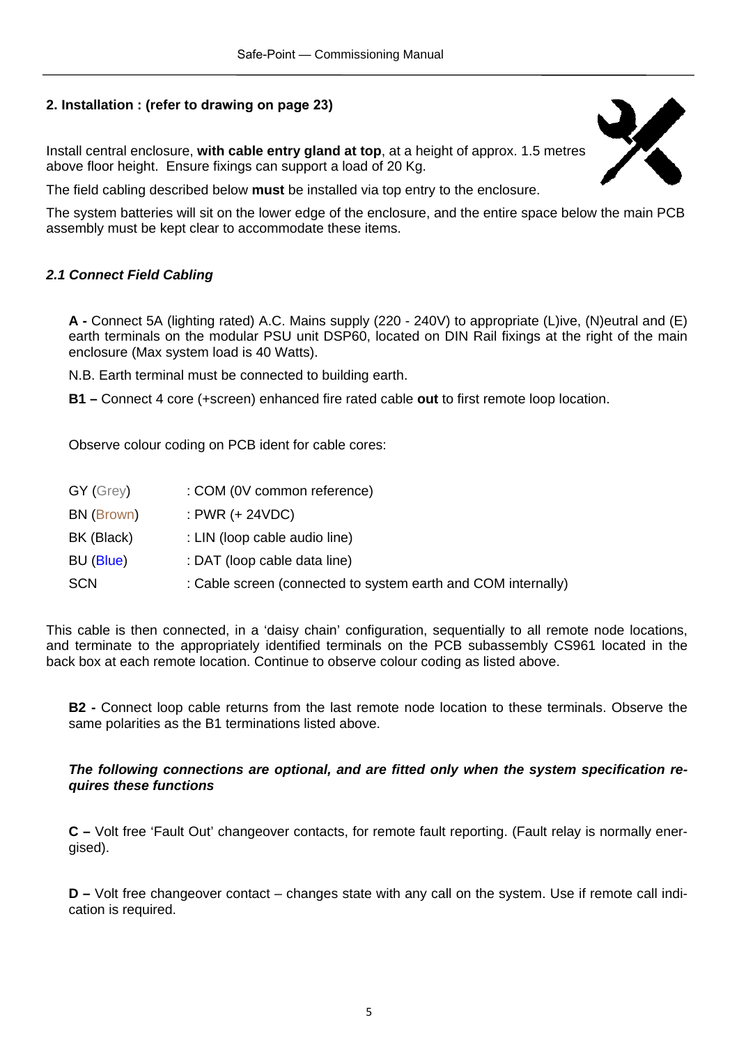## 2. Installation : (refer to drawing on page 23)

Install central enclosure, **with cable entry gland at top**, at a height of approx. 1.5 metres above floor height. Ensure fixings can support a load of 20 Kg.

The field cabling described below **must** be installed via top entry to the enclosure.

The system batteries will sit on the lower edge of the enclosure, and the entire space below the main PCB assembly must be kept clear to accommodate these items.

### *2.1 Connect Field Cabling*

**A -** Connect 5A (lighting rated) A.C. Mains supply (220 - 240V) to appropriate (L)ive, (N)eutral and (E) earth terminals on the modular PSU unit DSP60, located on DIN Rail fixings at the right of the main enclosure (Max system load is 40 Watts).

N.B. Earth terminal must be connected to building earth.

**B1 –** Connect 4 core (+screen) enhanced fire rated cable **out** to first remote loop location.

Observe colour coding on PCB ident for cable cores:

| | |
|---|---|
| GY (Grey) | : COM (0V common reference) |
| BN (Brown) | : PWR (+ 24VDC) |
| BK (Black) | : LIN (loop cable audio line) |
| BU (Blue) | : DAT (loop cable data line) |
| SCN | : Cable screen (connected to system earth and COM internally) |

This cable is then connected, in a 'daisy chain' configuration, sequentially to all remote node locations, and terminate to the appropriately identified terminals on the PCB subassembly CS961 located in the back box at each remote location. Continue to observe colour coding as listed above.

**B2 -** Connect loop cable returns from the last remote node location to these terminals. Observe the same polarities as the B1 terminations listed above.

***The following connections are optional, and are fitted only when the system specification requires these functions***

**C –** Volt free 'Fault Out' changeover contacts, for remote fault reporting. (Fault relay is normally energised).

**D –** Volt free changeover contact – changes state with any call on the system. Use if remote call indication is required.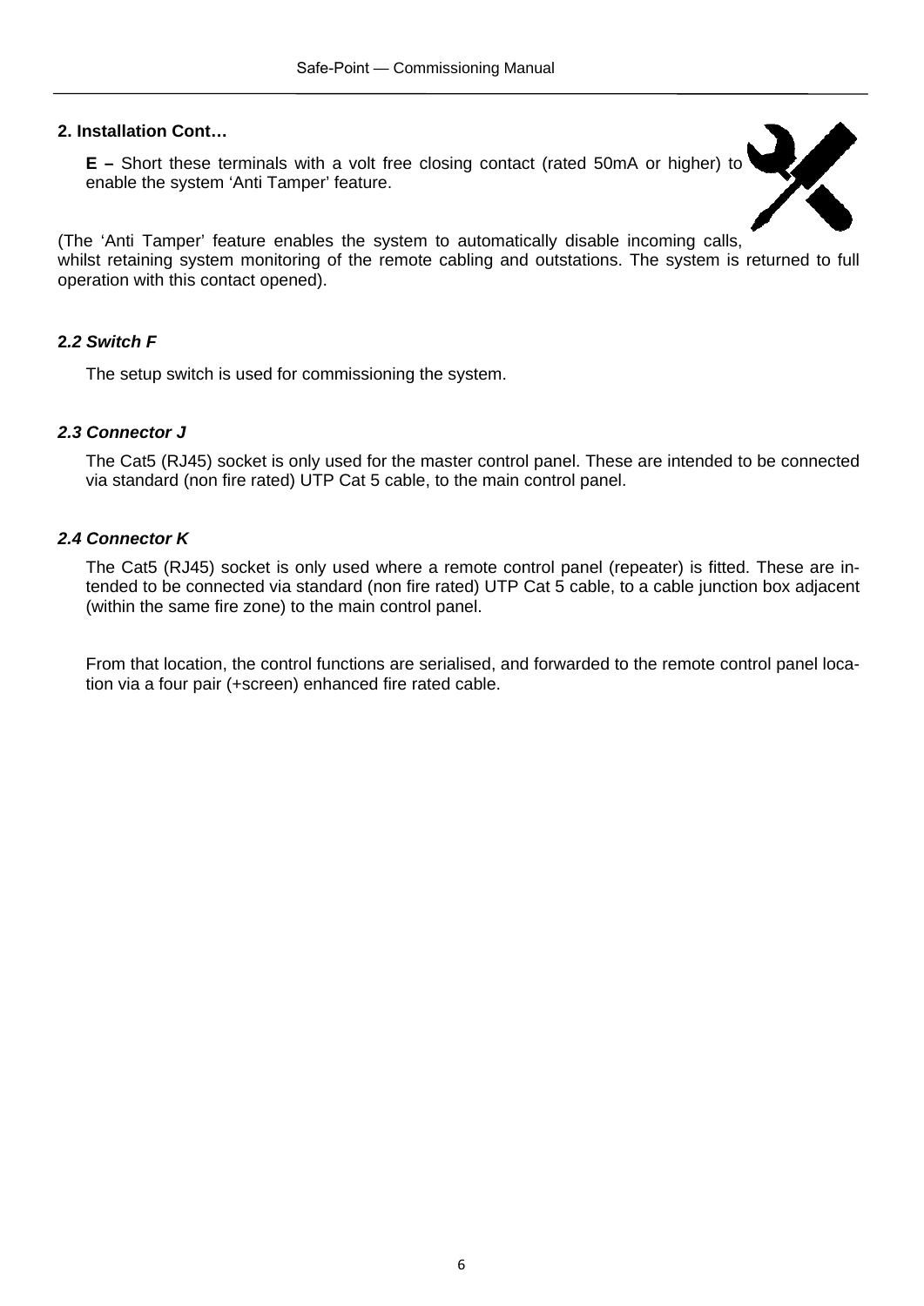**2. Installation Cont…**

**E –** Short these terminals with a volt free closing contact (rated 50mA or higher) to enable the system 'Anti Tamper' feature.

(The 'Anti Tamper' feature enables the system to automatically disable incoming calls, whilst retaining system monitoring of the remote cabling and outstations. The system is returned to full operation with this contact opened).

**2.*2 Switch F***

The setup switch is used for commissioning the system.

***2.3 Connector J***

The Cat5 (RJ45) socket is only used for the master control panel. These are intended to be connected via standard (non fire rated) UTP Cat 5 cable, to the main control panel.

***2.4 Connector K***

The Cat5 (RJ45) socket is only used where a remote control panel (repeater) is fitted. These are intended to be connected via standard (non fire rated) UTP Cat 5 cable, to a cable junction box adjacent (within the same fire zone) to the main control panel.

From that location, the control functions are serialised, and forwarded to the remote control panel location via a four pair (+screen) enhanced fire rated cable.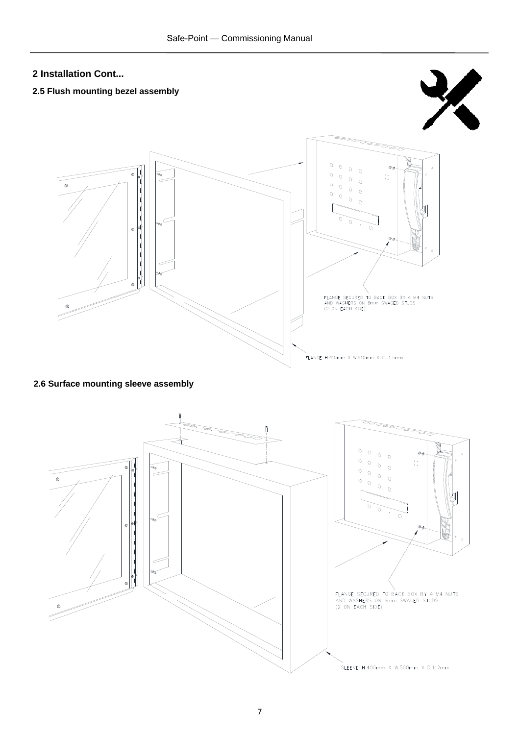## 2 Installation Cont...

### 2.5 Flush mounting bezel assembly

FLANGE SECURED TO BACK BOX BY 4 M4 NUTS AND WASHERS ON 6mm SWAGED STUDS (2 ON EACH SIDE)

FLANGE H:410mm X W:510mm X D: 1.5mm

### 2.6 Surface mounting sleeve assembly

FLANGE SECURED TO BACK BOX BY 4 M4 NUTS AND WASHERS ON 6mm SWAGED STUDS (2 ON EACH SIDE)

SLEEVE H:400mm X W:500mm X D:112mm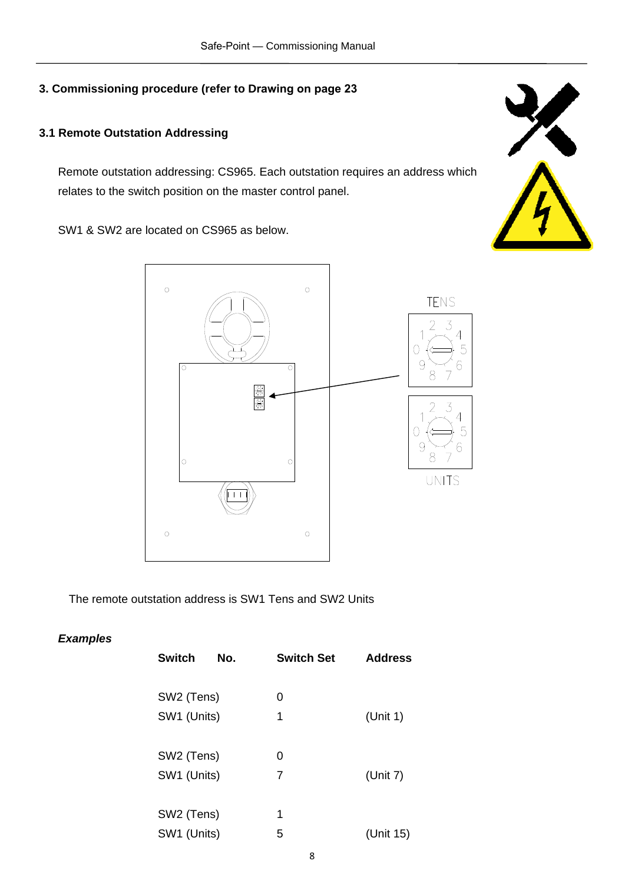## 3. Commissioning procedure (refer to Drawing on page 23

### 3.1 Remote Outstation Addressing

Remote outstation addressing: CS965. Each outstation requires an address which relates to the switch position on the master control panel.

SW1 & SW2 are located on CS965 as below.

TENS

UNITS

The remote outstation address is SW1 Tens and SW2 Units

***Examples***

| Switch No. | Switch Set | Address |
|---|---|---|
| SW2 (Tens) | 0 | |
| SW1 (Units) | 1 | (Unit 1) |
| SW2 (Tens) | 0 | |
| SW1 (Units) | 7 | (Unit 7) |
| SW2 (Tens) | 1 | |
| SW1 (Units) | 5 | (Unit 15) |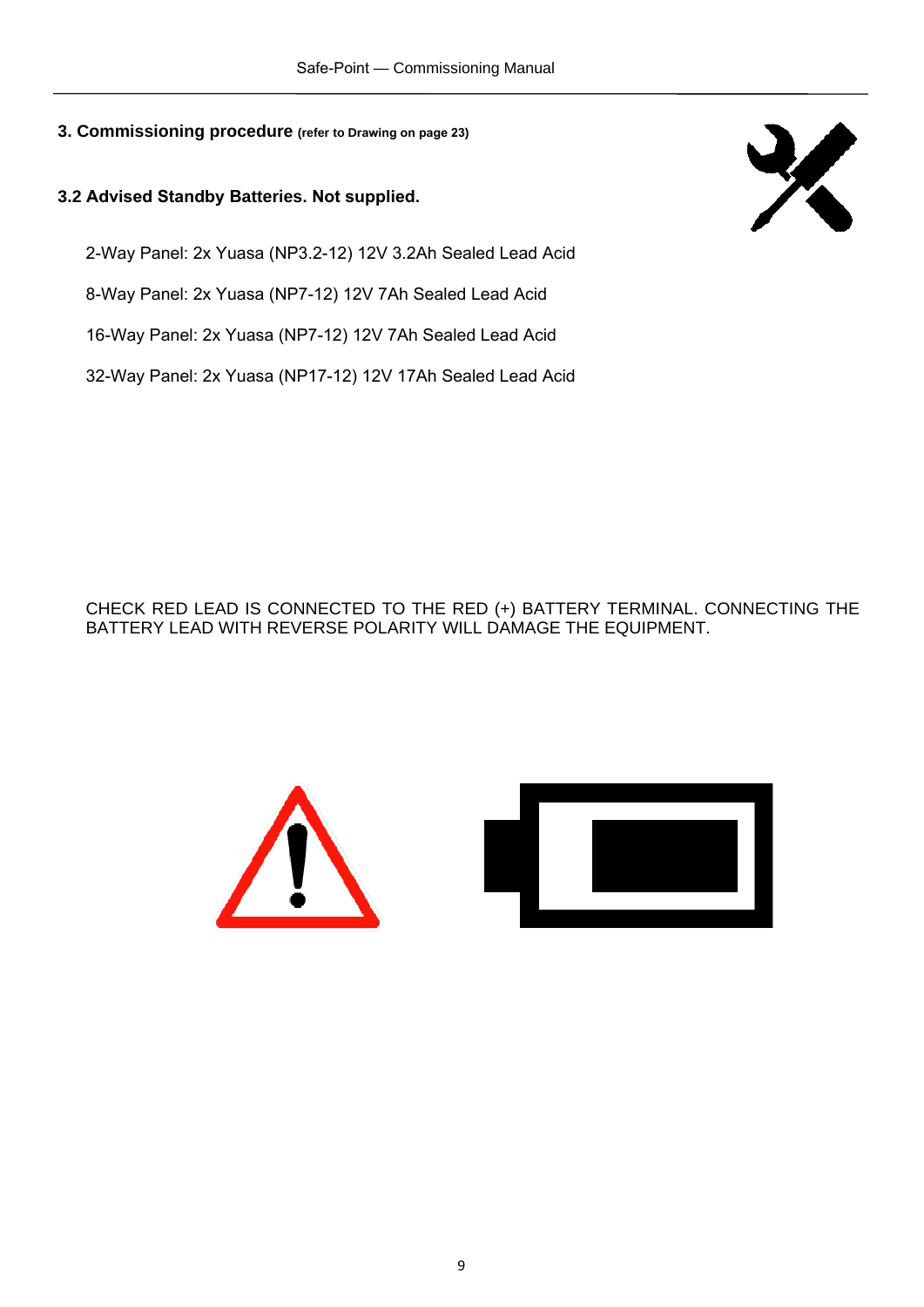## 3. Commissioning procedure (refer to Drawing on page 23)

### 3.2 Advised Standby Batteries. Not supplied.

2-Way Panel: 2x Yuasa (NP3.2-12) 12V 3.2Ah Sealed Lead Acid

8-Way Panel: 2x Yuasa (NP7-12) 12V 7Ah Sealed Lead Acid

16-Way Panel: 2x Yuasa (NP7-12) 12V 7Ah Sealed Lead Acid

32-Way Panel: 2x Yuasa (NP17-12) 12V 17Ah Sealed Lead Acid

CHECK RED LEAD IS CONNECTED TO THE RED (+) BATTERY TERMINAL. CONNECTING THE BATTERY LEAD WITH REVERSE POLARITY WILL DAMAGE THE EQUIPMENT.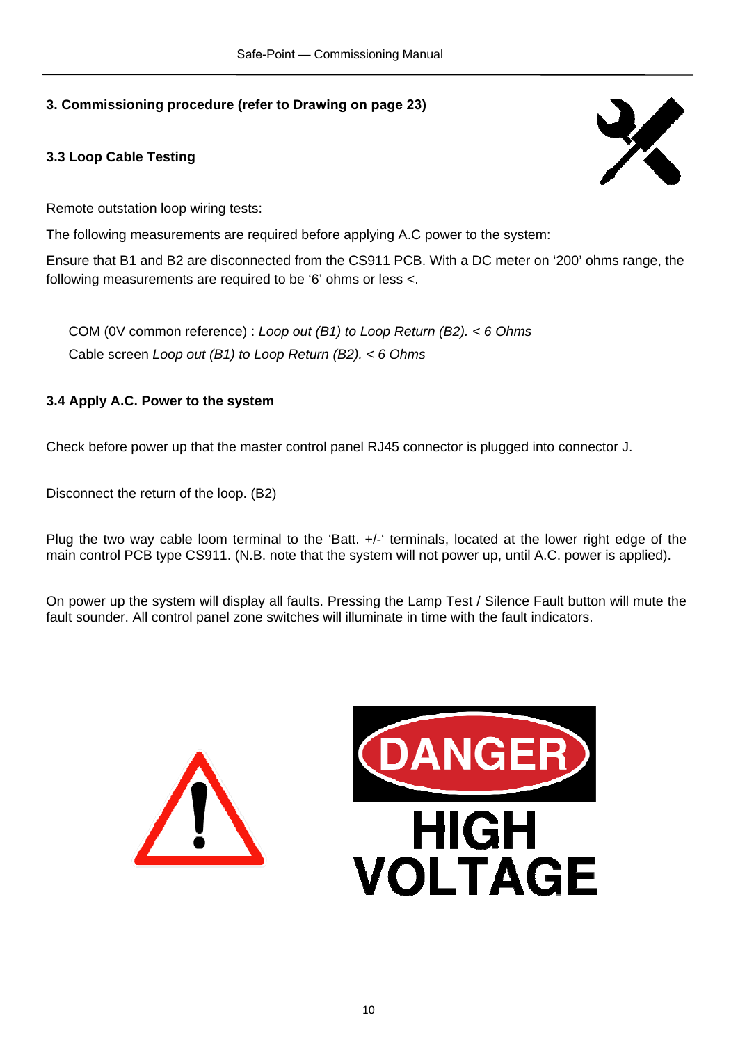## 3. Commissioning procedure (refer to Drawing on page 23)

### 3.3 Loop Cable Testing

Remote outstation loop wiring tests:

The following measurements are required before applying A.C power to the system:

Ensure that B1 and B2 are disconnected from the CS911 PCB. With a DC meter on '200' ohms range, the following measurements are required to be '6' ohms or less <.

COM (0V common reference) : *Loop out (B1) to Loop Return (B2). < 6 Ohms*
Cable screen *Loop out (B1) to Loop Return (B2). < 6 Ohms*

### 3.4 Apply A.C. Power to the system

Check before power up that the master control panel RJ45 connector is plugged into connector J.

Disconnect the return of the loop. (B2)

Plug the two way cable loom terminal to the 'Batt. +/-' terminals, located at the lower right edge of the main control PCB type CS911. (N.B. note that the system will not power up, until A.C. power is applied).

On power up the system will display all faults. Pressing the Lamp Test / Silence Fault button will mute the fault sounder. All control panel zone switches will illuminate in time with the fault indicators.

DANGER
HIGH VOLTAGE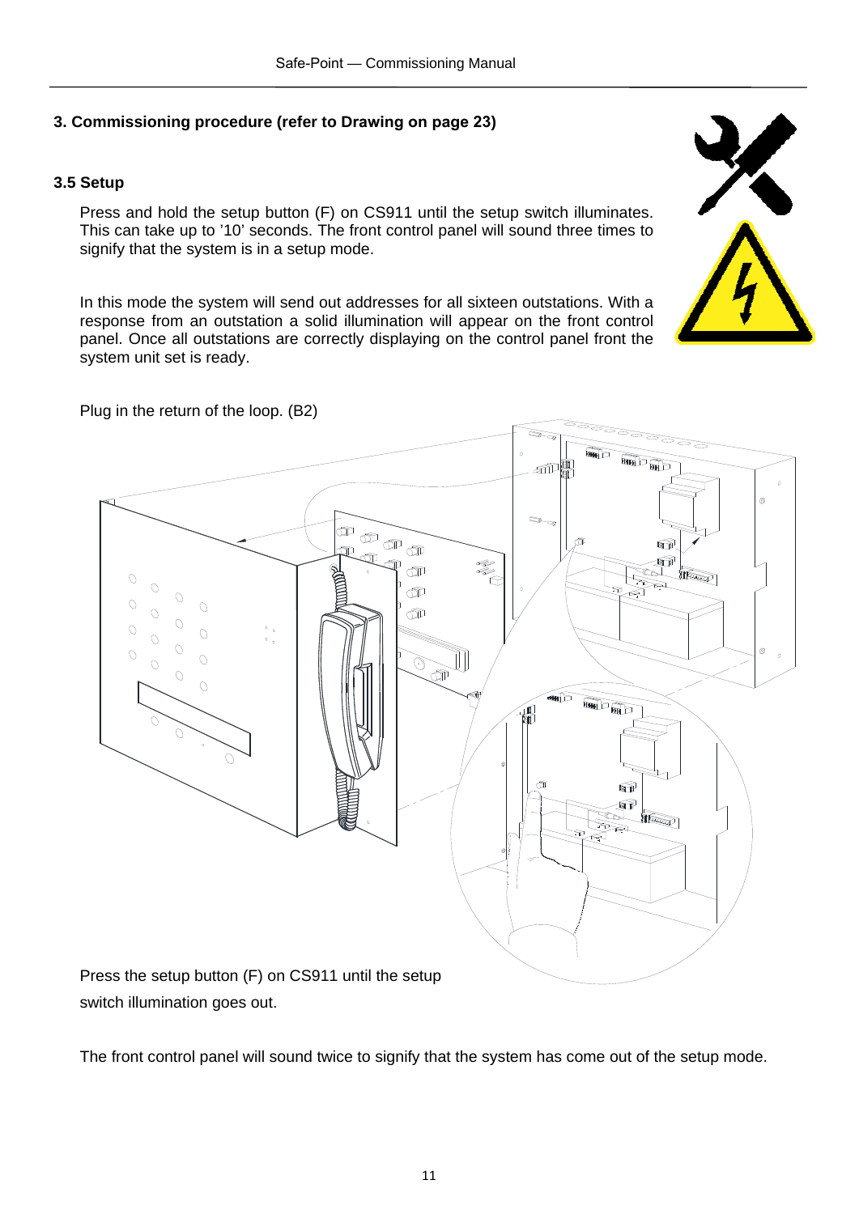## 3. Commissioning procedure (refer to Drawing on page 23)

### 3.5 Setup

Press and hold the setup button (F) on CS911 until the setup switch illuminates. This can take up to '10' seconds. The front control panel will sound three times to signify that the system is in a setup mode.

In this mode the system will send out addresses for all sixteen outstations. With a response from an outstation a solid illumination will appear on the front control panel. Once all outstations are correctly displaying on the control panel front the system unit set is ready.

Plug in the return of the loop. (B2)

Press the setup button (F) on CS911 until the setup switch illumination goes out.

The front control panel will sound twice to signify that the system has come out of the setup mode.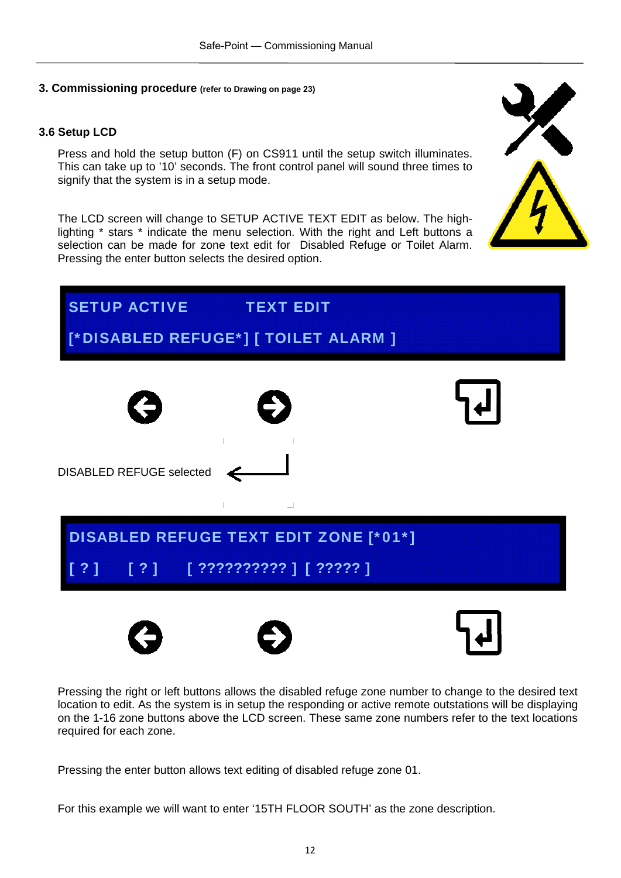## 3. Commissioning procedure (refer to Drawing on page 23)

### 3.6 Setup LCD

Press and hold the setup button (F) on CS911 until the setup switch illuminates. This can take up to '10' seconds. The front control panel will sound three times to signify that the system is in a setup mode.

The LCD screen will change to SETUP ACTIVE TEXT EDIT as below. The high-lighting * stars * indicate the menu selection. With the right and Left buttons a selection can be made for zone text edit for Disabled Refuge or Toilet Alarm. Pressing the enter button selects the desired option.

```
SETUP ACTIVE          TEXT EDIT
[*DISABLED REFUGE*] [ TOILET ALARM ]
```

DISABLED REFUGE selected

```
DISABLED REFUGE TEXT EDIT ZONE [*01*]
[ ? ]    [ ? ]    [ ?????????? ] [ ????? ]
```

Pressing the right or left buttons allows the disabled refuge zone number to change to the desired text location to edit. As the system is in setup the responding or active remote outstations will be displaying on the 1-16 zone buttons above the LCD screen. These same zone numbers refer to the text locations required for each zone.

Pressing the enter button allows text editing of disabled refuge zone 01.

For this example we will want to enter '15TH FLOOR SOUTH' as the zone description.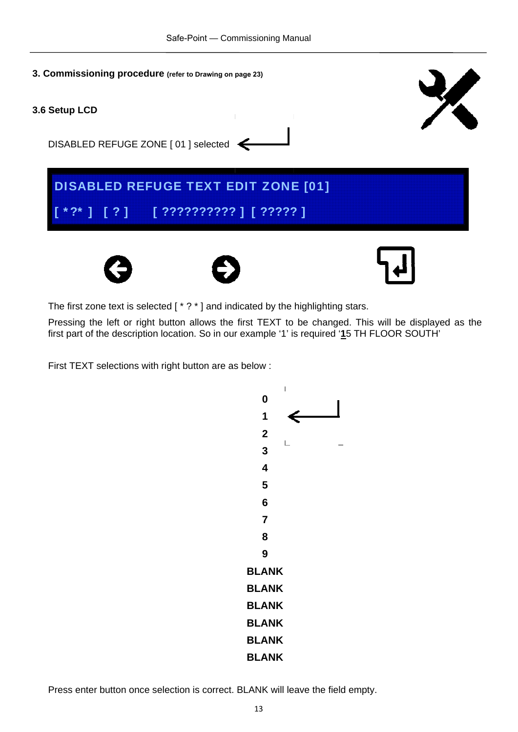## 3. Commissioning procedure (refer to Drawing on page 23)

### 3.6 Setup LCD

DISABLED REFUGE ZONE [ 01 ] selected

DISABLED REFUGE TEXT EDIT ZONE [01]

[ *?* ] [ ? ] [ ?????????? ] [ ????? ]

The first zone text is selected [ * ? * ] and indicated by the highlighting stars.

Pressing the left or right button allows the first TEXT to be changed. This will be displayed as the first part of the description location. So in our example '1' is required '**1**5 TH FLOOR SOUTH'

First TEXT selections with right button are as below :

**0**
**1**
**2**
**3**
**4**
**5**
**6**
**7**
**8**
**9**
**BLANK**
**BLANK**
**BLANK**
**BLANK**
**BLANK**
**BLANK**

Press enter button once selection is correct. BLANK will leave the field empty.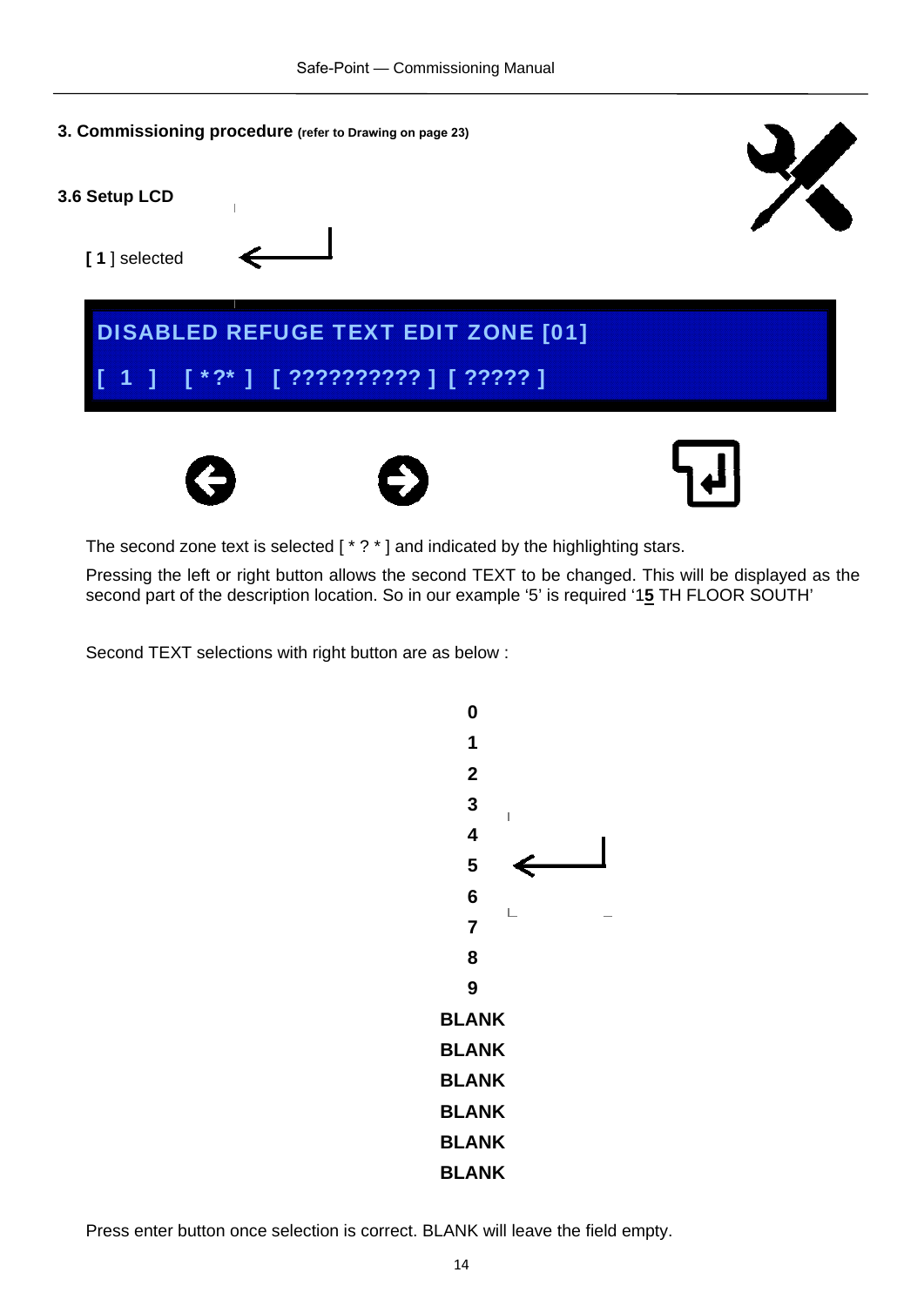## 3. Commissioning procedure (refer to Drawing on page 23)

### 3.6 Setup LCD

**[ 1 ]** selected

DISABLED REFUGE TEXT EDIT ZONE [01]

[ 1 ] [ *?* ] [ ?????????? ] [ ????? ]

The second zone text is selected [ * ? * ] and indicated by the highlighting stars.

Pressing the left or right button allows the second TEXT to be changed. This will be displayed as the second part of the description location. So in our example '5' is required '1**5** TH FLOOR SOUTH'

Second TEXT selections with right button are as below :

**0**
**1**
**2**
**3**
**4**
**5**
**6**
**7**
**8**
**9**
**BLANK**
**BLANK**
**BLANK**
**BLANK**
**BLANK**
**BLANK**

Press enter button once selection is correct. BLANK will leave the field empty.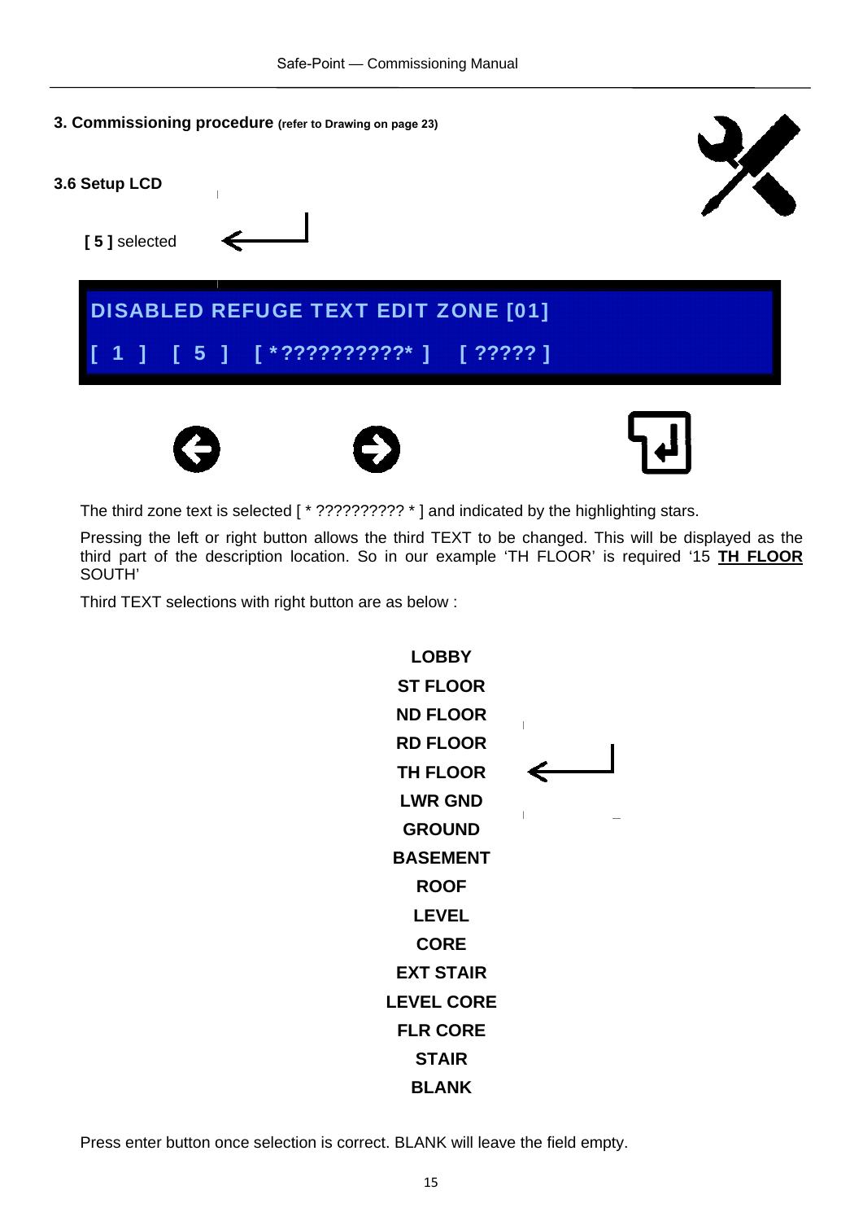## 3. Commissioning procedure (refer to Drawing on page 23)

### 3.6 Setup LCD

**[ 5 ]** selected

```
DISABLED REFUGE TEXT EDIT ZONE [01]
[ 1 ]  [ 5 ]  [ *??????????* ]  [ ????? ]
```

The third zone text is selected [ * ?????????? * ] and indicated by the highlighting stars.

Pressing the left or right button allows the third TEXT to be changed. This will be displayed as the third part of the description location. So in our example ‘TH FLOOR’ is required ‘15 **TH FLOOR** SOUTH’

Third TEXT selections with right button are as below :

**LOBBY**
**ST FLOOR**
**ND FLOOR**
**RD FLOOR**
**TH FLOOR**
**LWR GND**
**GROUND**
**BASEMENT**
**ROOF**
**LEVEL**
**CORE**
**EXT STAIR**
**LEVEL CORE**
**FLR CORE**
**STAIR**
**BLANK**

Press enter button once selection is correct. BLANK will leave the field empty.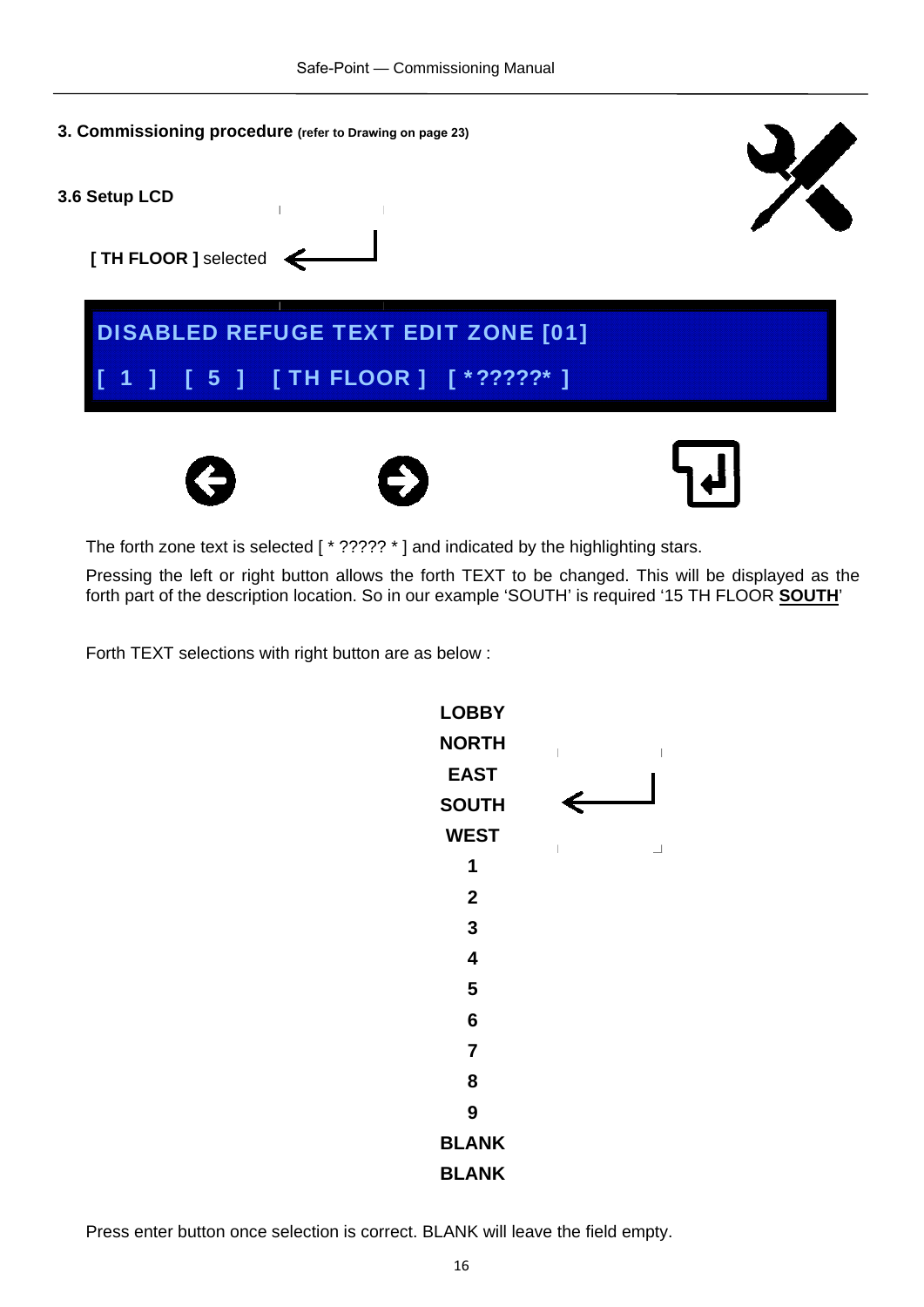## 3. Commissioning procedure (refer to Drawing on page 23)

### 3.6 Setup LCD

**[ TH FLOOR ]** selected

DISABLED REFUGE TEXT EDIT ZONE [01]

[ 1 ]   [ 5 ]   [ TH FLOOR ]   [ *?????* ]

The forth zone text is selected [ * ????? * ] and indicated by the highlighting stars.

Pressing the left or right button allows the forth TEXT to be changed. This will be displayed as the forth part of the description location. So in our example 'SOUTH' is required '15 TH FLOOR **SOUTH**'

Forth TEXT selections with right button are as below :

**LOBBY**
**NORTH**
**EAST**
**SOUTH**
**WEST**
**1**
**2**
**3**
**4**
**5**
**6**
**7**
**8**
**9**
**BLANK**
**BLANK**

Press enter button once selection is correct. BLANK will leave the field empty.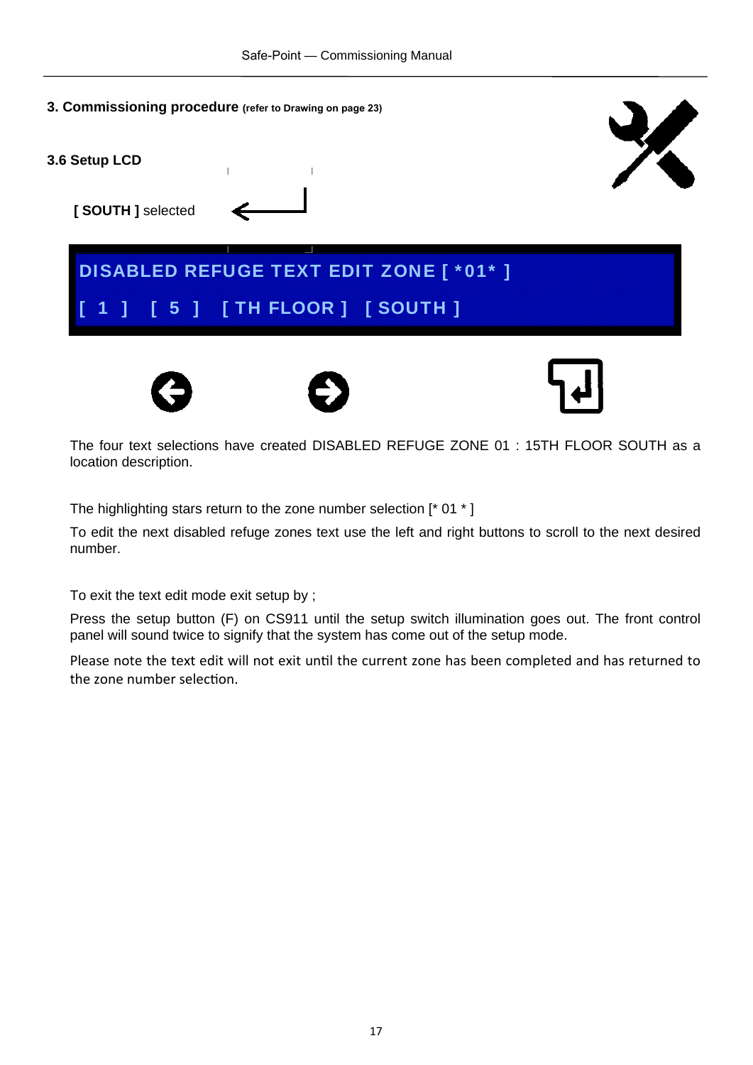## 3. Commissioning procedure (refer to Drawing on page 23)

### 3.6 Setup LCD

**[ SOUTH ]** selected

DISABLED REFUGE TEXT EDIT ZONE [ *01* ]

[ 1 ] [ 5 ] [ TH FLOOR ] [ SOUTH ]

The four text selections have created DISABLED REFUGE ZONE 01 : 15TH FLOOR SOUTH as a location description.

The highlighting stars return to the zone number selection [* 01 * ]

To edit the next disabled refuge zones text use the left and right buttons to scroll to the next desired number.

To exit the text edit mode exit setup by ;

Press the setup button (F) on CS911 until the setup switch illumination goes out. The front control panel will sound twice to signify that the system has come out of the setup mode.

Please note the text edit will not exit until the current zone has been completed and has returned to the zone number selection.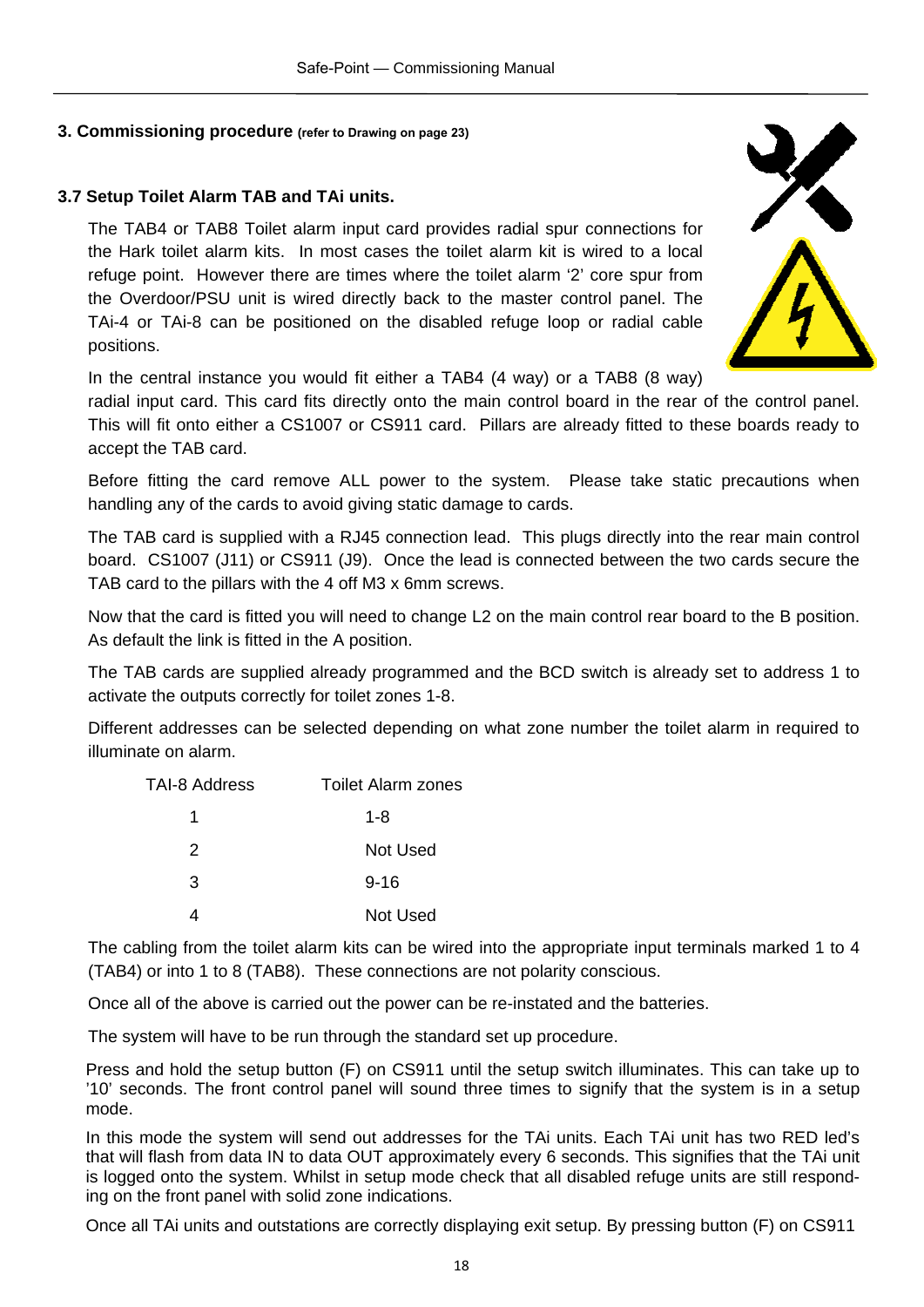## 3. Commissioning procedure (refer to Drawing on page 23)

### 3.7 Setup Toilet Alarm TAB and TAi units.

The TAB4 or TAB8 Toilet alarm input card provides radial spur connections for the Hark toilet alarm kits. In most cases the toilet alarm kit is wired to a local refuge point. However there are times where the toilet alarm '2' core spur from the Overdoor/PSU unit is wired directly back to the master control panel. The TAi-4 or TAi-8 can be positioned on the disabled refuge loop or radial cable positions.

In the central instance you would fit either a TAB4 (4 way) or a TAB8 (8 way) radial input card. This card fits directly onto the main control board in the rear of the control panel. This will fit onto either a CS1007 or CS911 card. Pillars are already fitted to these boards ready to accept the TAB card.

Before fitting the card remove ALL power to the system. Please take static precautions when handling any of the cards to avoid giving static damage to cards.

The TAB card is supplied with a RJ45 connection lead. This plugs directly into the rear main control board. CS1007 (J11) or CS911 (J9). Once the lead is connected between the two cards secure the TAB card to the pillars with the 4 off M3 x 6mm screws.

Now that the card is fitted you will need to change L2 on the main control rear board to the B position. As default the link is fitted in the A position.

The TAB cards are supplied already programmed and the BCD switch is already set to address 1 to activate the outputs correctly for toilet zones 1-8.

Different addresses can be selected depending on what zone number the toilet alarm in required to illuminate on alarm.

| TAI-8 Address | Toilet Alarm zones |
|---|---|
| 1 | 1-8 |
| 2 | Not Used |
| 3 | 9-16 |
| 4 | Not Used |

The cabling from the toilet alarm kits can be wired into the appropriate input terminals marked 1 to 4 (TAB4) or into 1 to 8 (TAB8). These connections are not polarity conscious.

Once all of the above is carried out the power can be re-instated and the batteries.

The system will have to be run through the standard set up procedure.

Press and hold the setup button (F) on CS911 until the setup switch illuminates. This can take up to '10' seconds. The front control panel will sound three times to signify that the system is in a setup mode.

In this mode the system will send out addresses for the TAi units. Each TAi unit has two RED led's that will flash from data IN to data OUT approximately every 6 seconds. This signifies that the TAi unit is logged onto the system. Whilst in setup mode check that all disabled refuge units are still responding on the front panel with solid zone indications.

Once all TAi units and outstations are correctly displaying exit setup. By pressing button (F) on CS911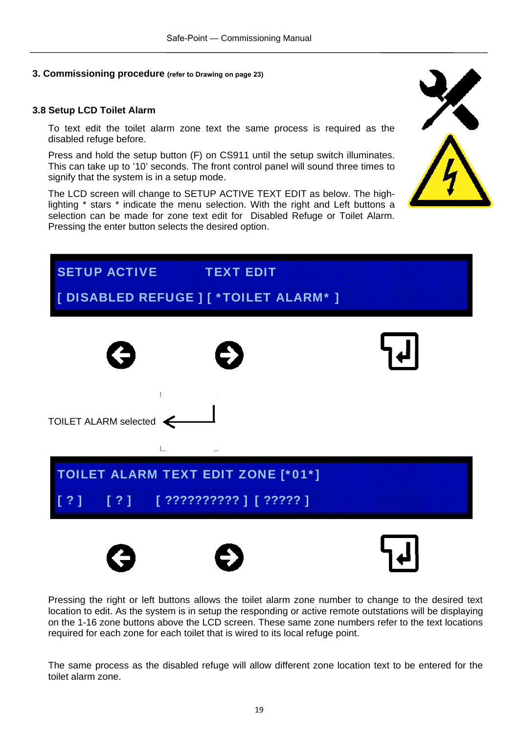## 3. Commissioning procedure (refer to Drawing on page 23)

### 3.8 Setup LCD Toilet Alarm

To text edit the toilet alarm zone text the same process is required as the disabled refuge before.

Press and hold the setup button (F) on CS911 until the setup switch illuminates. This can take up to '10' seconds. The front control panel will sound three times to signify that the system is in a setup mode.

The LCD screen will change to SETUP ACTIVE TEXT EDIT as below. The high-lighting * stars * indicate the menu selection. With the right and Left buttons a selection can be made for zone text edit for Disabled Refuge or Toilet Alarm. Pressing the enter button selects the desired option.

```
SETUP ACTIVE          TEXT EDIT
[ DISABLED REFUGE ] [ *TOILET ALARM* ]
```

TOILET ALARM selected

```
TOILET ALARM TEXT EDIT ZONE [*01*]
[ ? ]    [ ? ]    [ ?????????? ] [ ????? ]
```

Pressing the right or left buttons allows the toilet alarm zone number to change to the desired text location to edit. As the system is in setup the responding or active remote outstations will be displaying on the 1-16 zone buttons above the LCD screen. These same zone numbers refer to the text locations required for each zone for each toilet that is wired to its local refuge point.

The same process as the disabled refuge will allow different zone location text to be entered for the toilet alarm zone.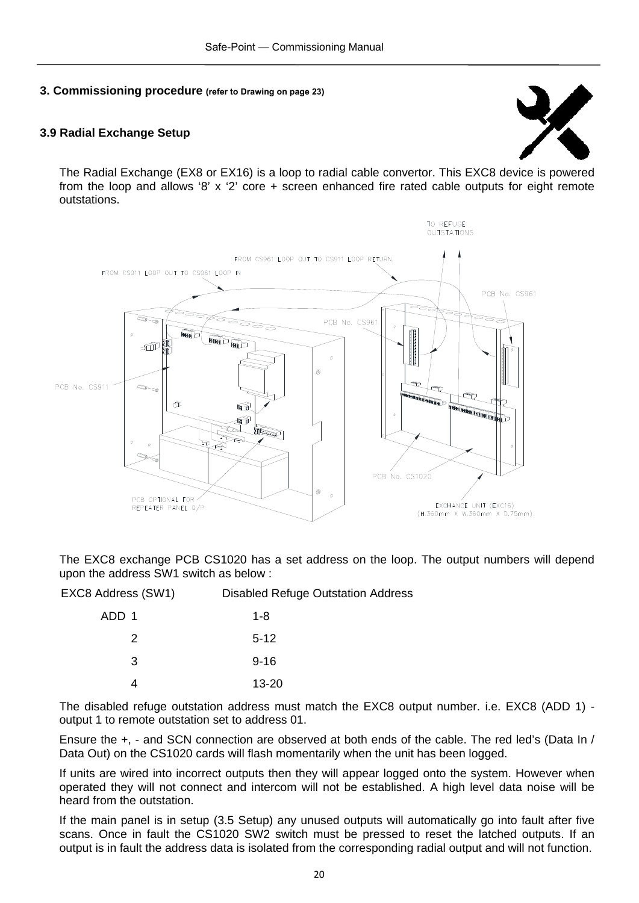## 3. Commissioning procedure (refer to Drawing on page 23)

### 3.9 Radial Exchange Setup

The Radial Exchange (EX8 or EX16) is a loop to radial cable convertor. This EXC8 device is powered from the loop and allows '8' x '2' core + screen enhanced fire rated cable outputs for eight remote outstations.

TO REFUGE OUTSTATIONS

FROM CS961 LOOP OUT TO CS911 LOOP RETURN

FROM CS911 LOOP OUT TO CS961 LOOP IN

PCB No. CS961

PCB No. CS961

PCB No. CS911

PCB No. CS1020

PCB OPTIONAL FOR REPEATER PANEL O/P

EXCHANGE UNIT (EXC16) (H.360mm X W.360mm X D.75mm)

The EXC8 exchange PCB CS1020 has a set address on the loop. The output numbers will depend upon the address SW1 switch as below :

| EXC8 Address (SW1) | Disabled Refuge Outstation Address |
|---|---|
| ADD 1 | 1-8 |
| 2 | 5-12 |
| 3 | 9-16 |
| 4 | 13-20 |

The disabled refuge outstation address must match the EXC8 output number. i.e. EXC8 (ADD 1) - output 1 to remote outstation set to address 01.

Ensure the +, - and SCN connection are observed at both ends of the cable. The red led's (Data In / Data Out) on the CS1020 cards will flash momentarily when the unit has been logged.

If units are wired into incorrect outputs then they will appear logged onto the system. However when operated they will not connect and intercom will not be established. A high level data noise will be heard from the outstation.

If the main panel is in setup (3.5 Setup) any unused outputs will automatically go into fault after five scans. Once in fault the CS1020 SW2 switch must be pressed to reset the latched outputs. If an output is in fault the address data is isolated from the corresponding radial output and will not function.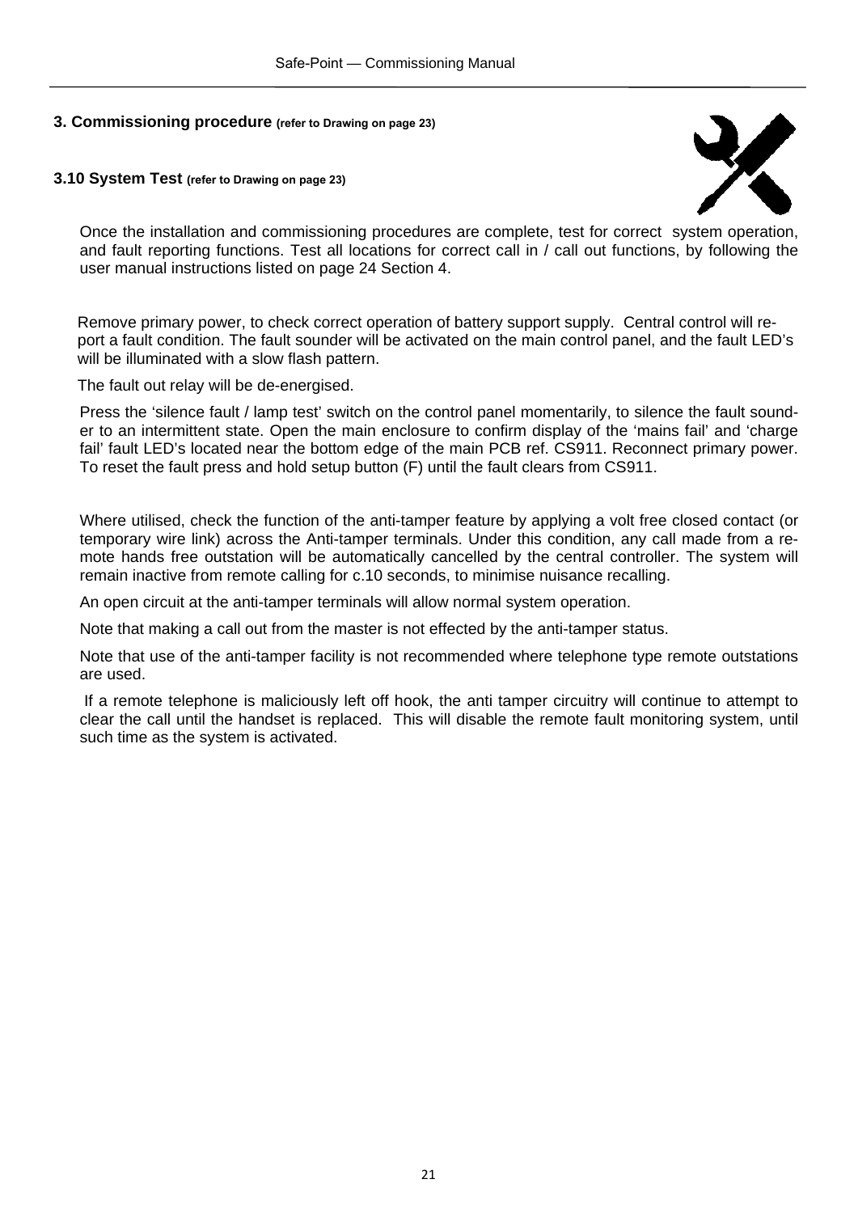## 3. Commissioning procedure (refer to Drawing on page 23)

### 3.10 System Test (refer to Drawing on page 23)

Once the installation and commissioning procedures are complete, test for correct system operation, and fault reporting functions. Test all locations for correct call in / call out functions, by following the user manual instructions listed on page 24 Section 4.

Remove primary power, to check correct operation of battery support supply. Central control will report a fault condition. The fault sounder will be activated on the main control panel, and the fault LED's will be illuminated with a slow flash pattern.

The fault out relay will be de-energised.

Press the 'silence fault / lamp test' switch on the control panel momentarily, to silence the fault sounder to an intermittent state. Open the main enclosure to confirm display of the 'mains fail' and 'charge fail' fault LED's located near the bottom edge of the main PCB ref. CS911. Reconnect primary power. To reset the fault press and hold setup button (F) until the fault clears from CS911.

Where utilised, check the function of the anti-tamper feature by applying a volt free closed contact (or temporary wire link) across the Anti-tamper terminals. Under this condition, any call made from a remote hands free outstation will be automatically cancelled by the central controller. The system will remain inactive from remote calling for c.10 seconds, to minimise nuisance recalling.

An open circuit at the anti-tamper terminals will allow normal system operation.

Note that making a call out from the master is not effected by the anti-tamper status.

Note that use of the anti-tamper facility is not recommended where telephone type remote outstations are used.

If a remote telephone is maliciously left off hook, the anti tamper circuitry will continue to attempt to clear the call until the handset is replaced. This will disable the remote fault monitoring system, until such time as the system is activated.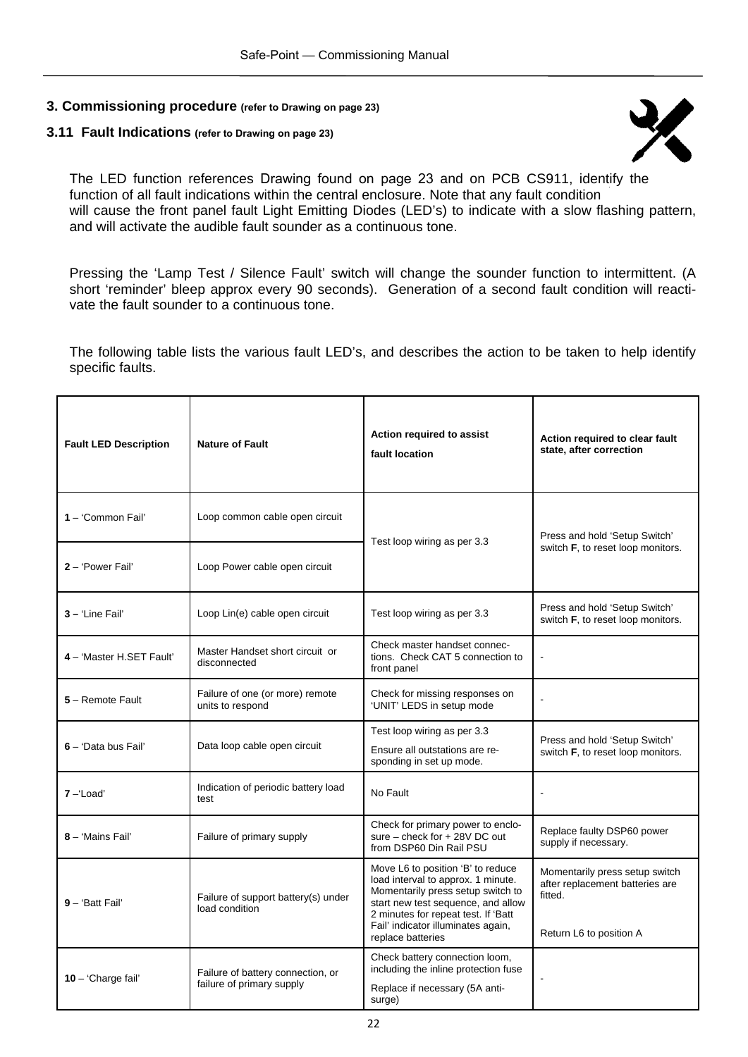## 3. Commissioning procedure (refer to Drawing on page 23)

### 3.11 Fault Indications (refer to Drawing on page 23)

The LED function references Drawing found on page 23 and on PCB CS911, identify the function of all fault indications within the central enclosure. Note that any fault condition will cause the front panel fault Light Emitting Diodes (LED's) to indicate with a slow flashing pattern, and will activate the audible fault sounder as a continuous tone.

Pressing the 'Lamp Test / Silence Fault' switch will change the sounder function to intermittent. (A short 'reminder' bleep approx every 90 seconds). Generation of a second fault condition will reactivate the fault sounder to a continuous tone.

The following table lists the various fault LED's, and describes the action to be taken to help identify specific faults.

| Fault LED Description | Nature of Fault | Action required to assist fault location | Action required to clear fault state, after correction |
|---|---|---|---|
| **1** – 'Common Fail' | Loop common cable open circuit | Test loop wiring as per 3.3 | Press and hold 'Setup Switch' switch **F**, to reset loop monitors. |
| **2** – 'Power Fail' | Loop Power cable open circuit | | |
| **3 –** 'Line Fail' | Loop Lin(e) cable open circuit | Test loop wiring as per 3.3 | Press and hold 'Setup Switch' switch **F**, to reset loop monitors. |
| **4** – 'Master H.SET Fault' | Master Handset short circuit or disconnected | Check master handset connections. Check CAT 5 connection to front panel | - |
| **5** – Remote Fault | Failure of one (or more) remote units to respond | Check for missing responses on 'UNIT' LEDS in setup mode | - |
| **6** – 'Data bus Fail' | Data loop cable open circuit | Test loop wiring as per 3.3<br>Ensure all outstations are responding in set up mode. | Press and hold 'Setup Switch' switch **F**, to reset loop monitors. |
| **7** –'Load' | Indication of periodic battery load test | No Fault | - |
| **8** – 'Mains Fail' | Failure of primary supply | Check for primary power to enclosure – check for + 28V DC out from DSP60 Din Rail PSU | Replace faulty DSP60 power supply if necessary. |
| **9** – 'Batt Fail' | Failure of support battery(s) under load condition | Move L6 to position 'B' to reduce load interval to approx. 1 minute. Momentarily press setup switch to start new test sequence, and allow 2 minutes for repeat test. If 'Batt Fail' indicator illuminates again, replace batteries | Momentarily press setup switch after replacement batteries are fitted.<br><br>Return L6 to position A |
| **10** – 'Charge fail' | Failure of battery connection, or failure of primary supply | Check battery connection loom, including the inline protection fuse<br>Replace if necessary (5A anti-surge) | - |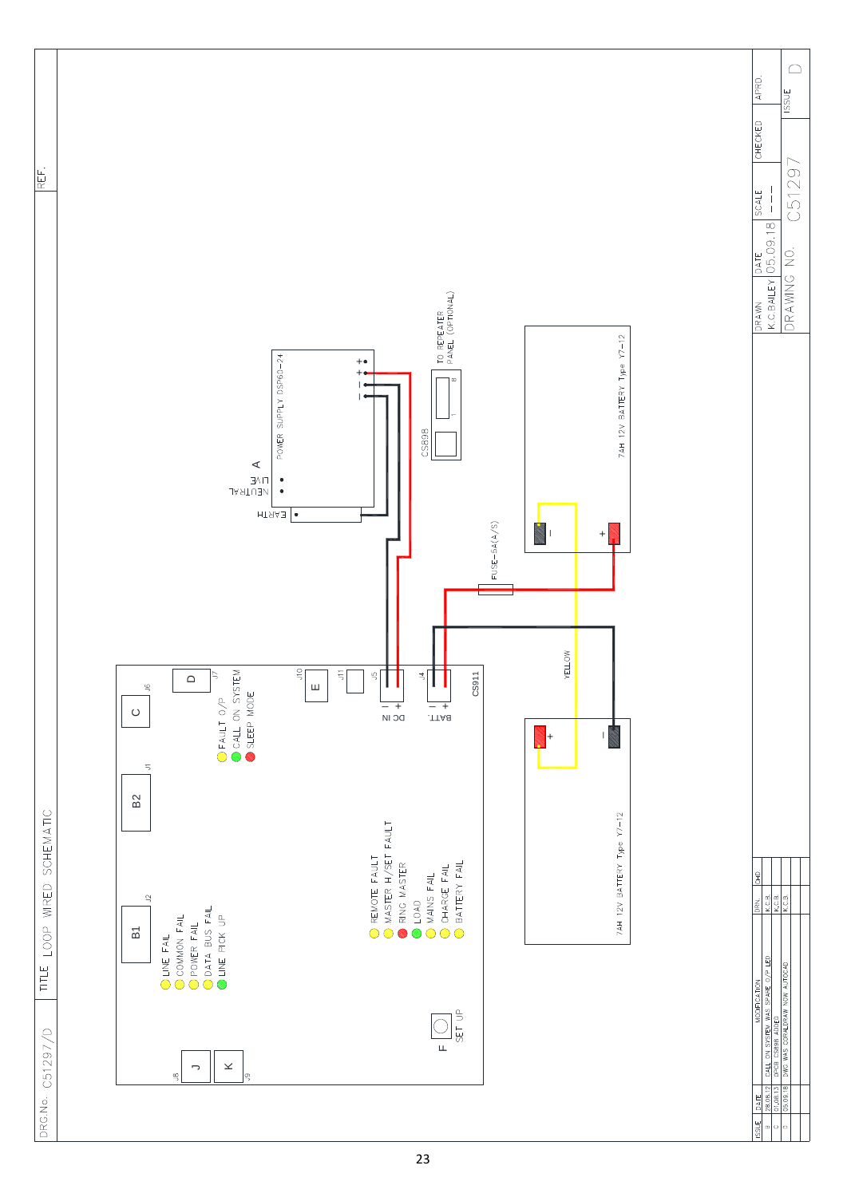DRG.No. C51297/D

TITLE LOOP WIRED SCHEMATIC

REF.

A

POWER SUPPLY DSP60-24

LIVE

NEUTRAL

EARTH

TO REPEATER PANEL (OPTIONAL)

CS898

FUSE-5A(A/S)

7AH 12V BATTERY Type Y7-12

7AH 12V BATTERY Type Y7-12

YELLOW

CS911

DC IN

BATT.

B1 (J2), B2 (J1), C (J6), D (J7), E (J10), J11, J5, J4, J (J8), K (J9)

LINE FAIL
COMMON FAIL
POWER FAIL
DATA BUS FAIL
LINE PICK UP

FAULT O/P
CALL ON SYSTEM
SLEEP MODE

REMOTE FAULT
MASTER H/SET FAULT
RING MASTER
LOAD
MAINS FAIL
CHARGE FAIL
BATTERY FAIL

F SET UP

| ISSUE | DATE | MODIFICATION | DRN. | CHD. |
|---|---|---|---|---|
| B | 28.08.12 | CALL ON SYSTEM WAS SPARE O/P LED | K.C.B. | |
| C | 01.08.13 | OPCB CS898 ADDED | K.C.B. | |
| D | 05.09.18 | DWG WAS CORALDRAW NOW AUTOCAD | K.C.B. | |

| DRAWN | DATE | SCALE | CHECKED | APRD. |
|---|---|---|---|---|
| K.C.BAILEY | 05.09.18 | --- | | |

DRAWING NO. C51297 ISSUE D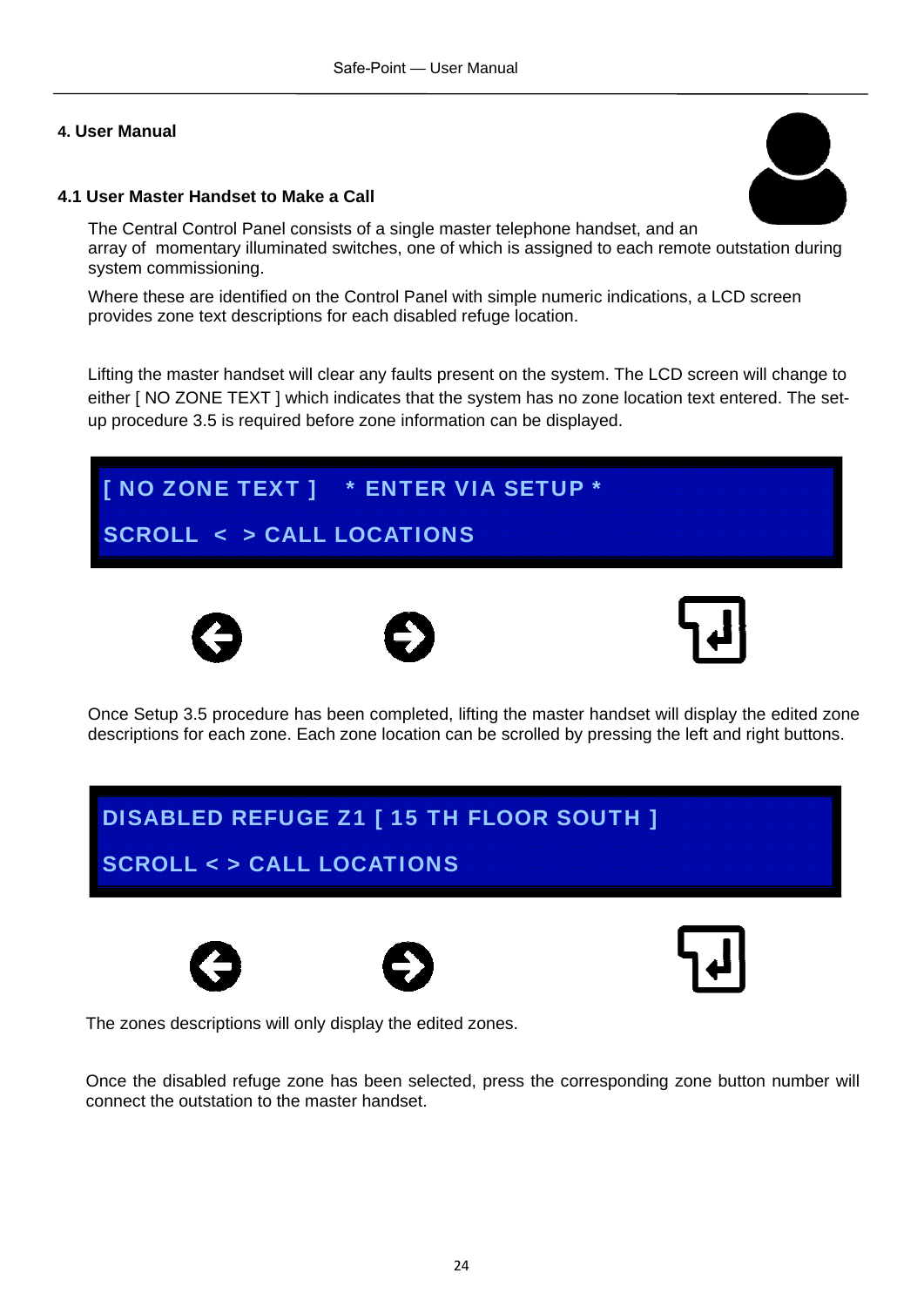## 4. User Manual

### 4.1 User Master Handset to Make a Call

The Central Control Panel consists of a single master telephone handset, and an array of momentary illuminated switches, one of which is assigned to each remote outstation during system commissioning.

Where these are identified on the Control Panel with simple numeric indications, a LCD screen provides zone text descriptions for each disabled refuge location.

Lifting the master handset will clear any faults present on the system. The LCD screen will change to either [ NO ZONE TEXT ] which indicates that the system has no zone location text entered. The set-up procedure 3.5 is required before zone information can be displayed.

```
[ NO ZONE TEXT ]   * ENTER VIA SETUP *
SCROLL  <  > CALL LOCATIONS
```

Once Setup 3.5 procedure has been completed, lifting the master handset will display the edited zone descriptions for each zone. Each zone location can be scrolled by pressing the left and right buttons.

```
DISABLED REFUGE Z1 [ 15 TH FLOOR SOUTH ]
SCROLL < > CALL LOCATIONS
```

The zones descriptions will only display the edited zones.

Once the disabled refuge zone has been selected, press the corresponding zone button number will connect the outstation to the master handset.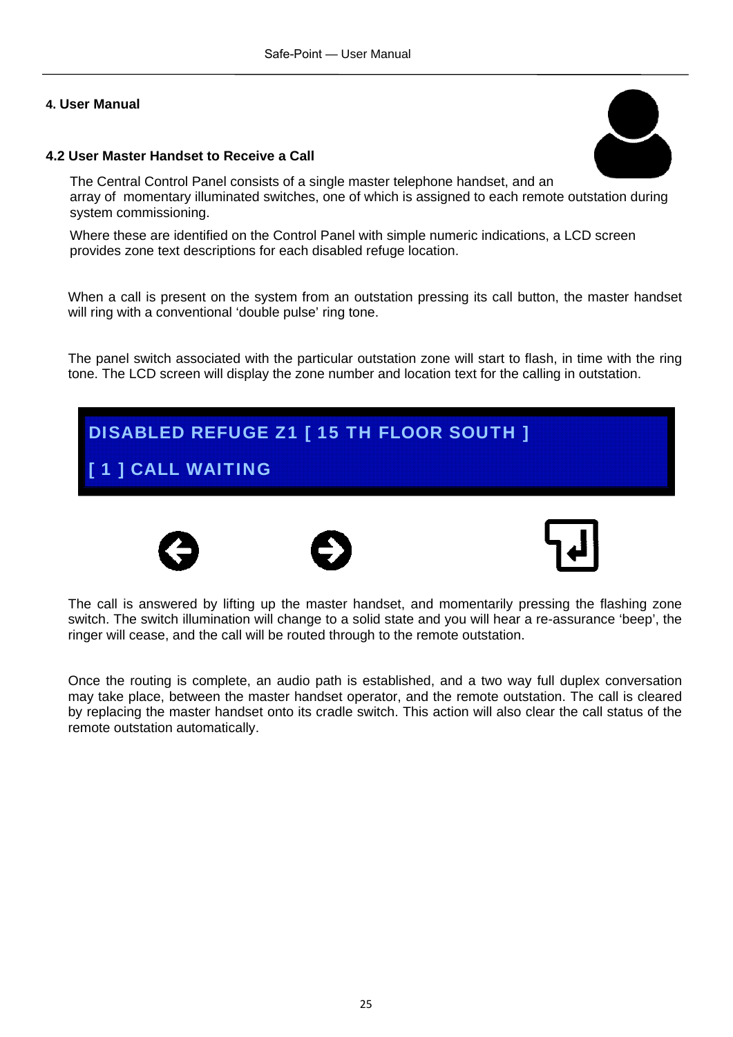# 4. User Manual

## 4.2 User Master Handset to Receive a Call

The Central Control Panel consists of a single master telephone handset, and an array of momentary illuminated switches, one of which is assigned to each remote outstation during system commissioning.

Where these are identified on the Control Panel with simple numeric indications, a LCD screen provides zone text descriptions for each disabled refuge location.

When a call is present on the system from an outstation pressing its call button, the master handset will ring with a conventional 'double pulse' ring tone.

The panel switch associated with the particular outstation zone will start to flash, in time with the ring tone. The LCD screen will display the zone number and location text for the calling in outstation.

DISABLED REFUGE Z1 [ 15 TH FLOOR SOUTH ]

[ 1 ] CALL WAITING

The call is answered by lifting up the master handset, and momentarily pressing the flashing zone switch. The switch illumination will change to a solid state and you will hear a re-assurance 'beep', the ringer will cease, and the call will be routed through to the remote outstation.

Once the routing is complete, an audio path is established, and a two way full duplex conversation may take place, between the master handset operator, and the remote outstation. The call is cleared by replacing the master handset onto its cradle switch. This action will also clear the call status of the remote outstation automatically.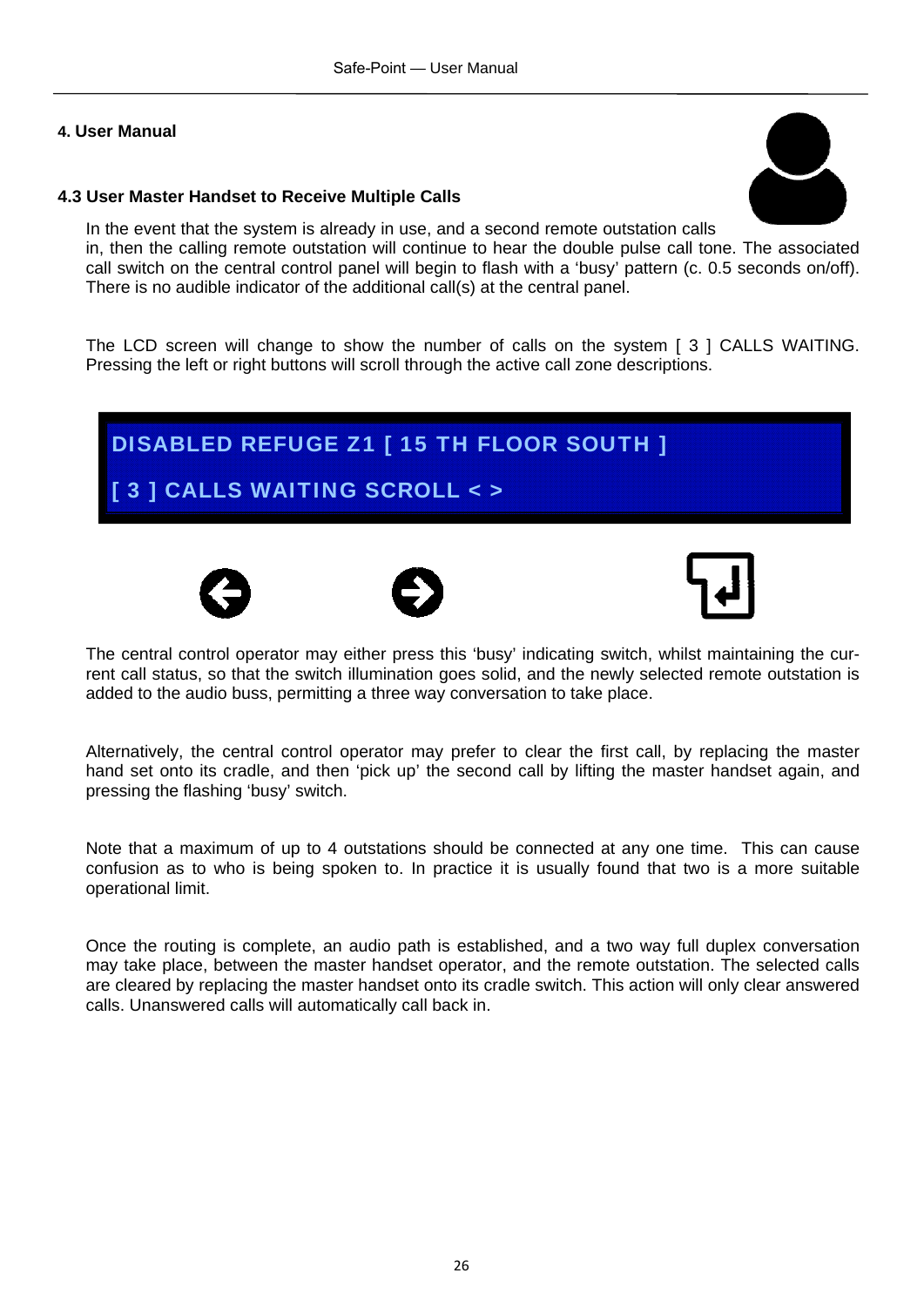## 4. User Manual

### 4.3 User Master Handset to Receive Multiple Calls

In the event that the system is already in use, and a second remote outstation calls in, then the calling remote outstation will continue to hear the double pulse call tone. The associated call switch on the central control panel will begin to flash with a 'busy' pattern (c. 0.5 seconds on/off). There is no audible indicator of the additional call(s) at the central panel.

The LCD screen will change to show the number of calls on the system [ 3 ] CALLS WAITING. Pressing the left or right buttons will scroll through the active call zone descriptions.

DISABLED REFUGE Z1 [ 15 TH FLOOR SOUTH ]

[ 3 ] CALLS WAITING SCROLL < >

The central control operator may either press this 'busy' indicating switch, whilst maintaining the current call status, so that the switch illumination goes solid, and the newly selected remote outstation is added to the audio buss, permitting a three way conversation to take place.

Alternatively, the central control operator may prefer to clear the first call, by replacing the master hand set onto its cradle, and then 'pick up' the second call by lifting the master handset again, and pressing the flashing 'busy' switch.

Note that a maximum of up to 4 outstations should be connected at any one time. This can cause confusion as to who is being spoken to. In practice it is usually found that two is a more suitable operational limit.

Once the routing is complete, an audio path is established, and a two way full duplex conversation may take place, between the master handset operator, and the remote outstation. The selected calls are cleared by replacing the master handset onto its cradle switch. This action will only clear answered calls. Unanswered calls will automatically call back in.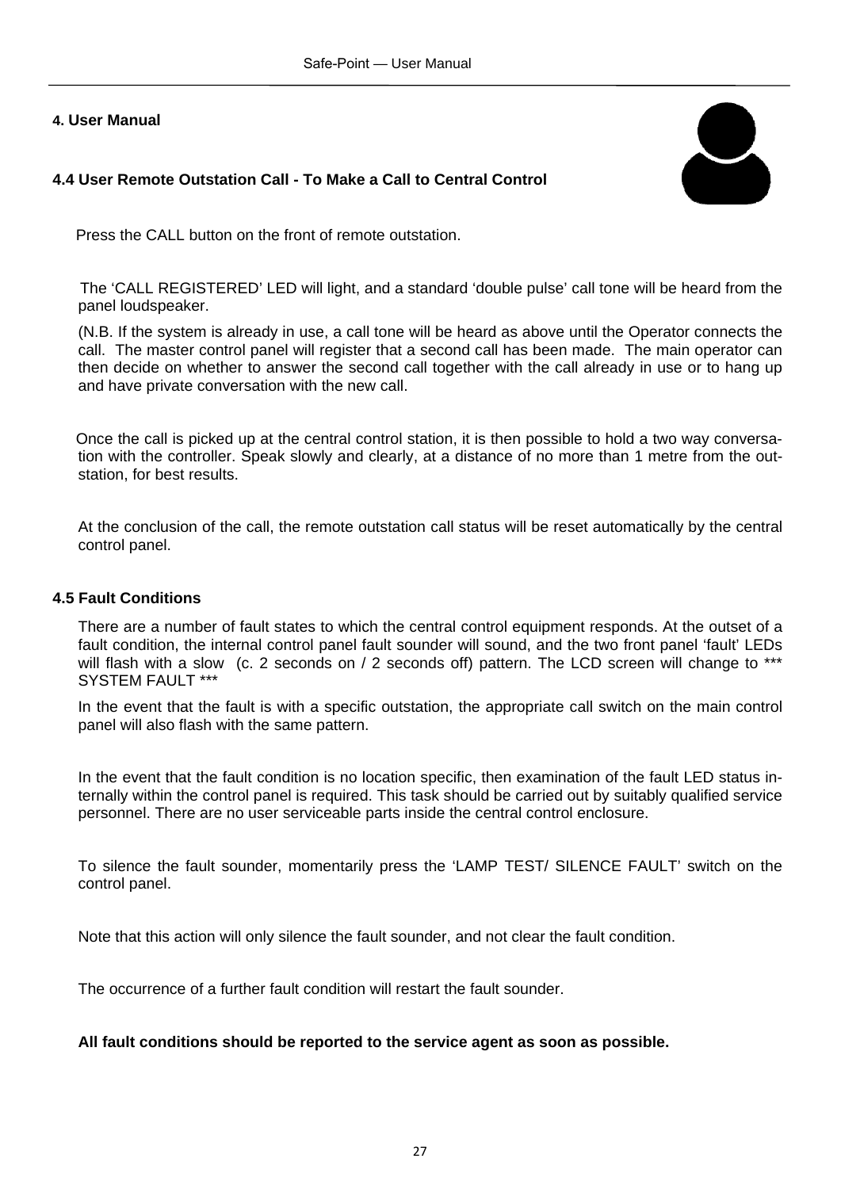## 4. User Manual

### 4.4 User Remote Outstation Call - To Make a Call to Central Control

Press the CALL button on the front of remote outstation.

The 'CALL REGISTERED' LED will light, and a standard 'double pulse' call tone will be heard from the panel loudspeaker.

(N.B. If the system is already in use, a call tone will be heard as above until the Operator connects the call. The master control panel will register that a second call has been made. The main operator can then decide on whether to answer the second call together with the call already in use or to hang up and have private conversation with the new call.

Once the call is picked up at the central control station, it is then possible to hold a two way conversation with the controller. Speak slowly and clearly, at a distance of no more than 1 metre from the outstation, for best results.

At the conclusion of the call, the remote outstation call status will be reset automatically by the central control panel.

### 4.5 Fault Conditions

There are a number of fault states to which the central control equipment responds. At the outset of a fault condition, the internal control panel fault sounder will sound, and the two front panel 'fault' LEDs will flash with a slow (c. 2 seconds on / 2 seconds off) pattern. The LCD screen will change to *** SYSTEM FAULT ***

In the event that the fault is with a specific outstation, the appropriate call switch on the main control panel will also flash with the same pattern.

In the event that the fault condition is no location specific, then examination of the fault LED status internally within the control panel is required. This task should be carried out by suitably qualified service personnel. There are no user serviceable parts inside the central control enclosure.

To silence the fault sounder, momentarily press the 'LAMP TEST/ SILENCE FAULT' switch on the control panel.

Note that this action will only silence the fault sounder, and not clear the fault condition.

The occurrence of a further fault condition will restart the fault sounder.

**All fault conditions should be reported to the service agent as soon as possible.**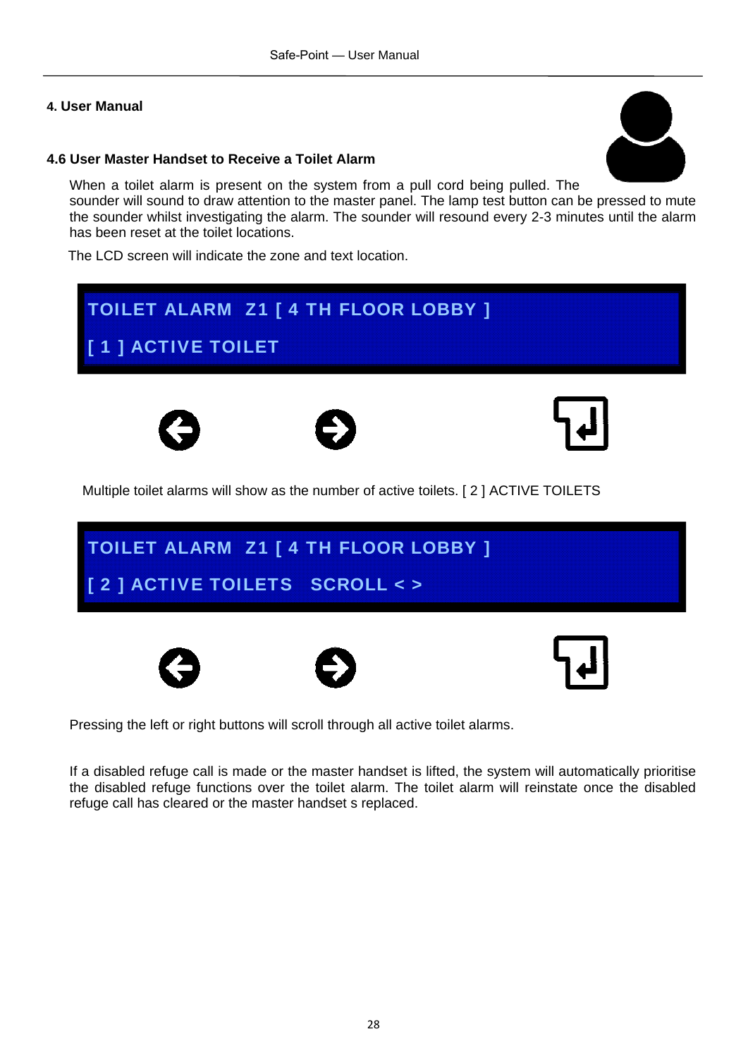## 4. User Manual

### 4.6 User Master Handset to Receive a Toilet Alarm

When a toilet alarm is present on the system from a pull cord being pulled. The sounder will sound to draw attention to the master panel. The lamp test button can be pressed to mute the sounder whilst investigating the alarm. The sounder will resound every 2-3 minutes until the alarm has been reset at the toilet locations.

The LCD screen will indicate the zone and text location.

TOILET ALARM Z1 [ 4 TH FLOOR LOBBY ]

[ 1 ] ACTIVE TOILET

Multiple toilet alarms will show as the number of active toilets. [ 2 ] ACTIVE TOILETS

TOILET ALARM Z1 [ 4 TH FLOOR LOBBY ]

[ 2 ] ACTIVE TOILETS SCROLL < >

Pressing the left or right buttons will scroll through all active toilet alarms.

If a disabled refuge call is made or the master handset is lifted, the system will automatically prioritise the disabled refuge functions over the toilet alarm. The toilet alarm will reinstate once the disabled refuge call has cleared or the master handset s replaced.